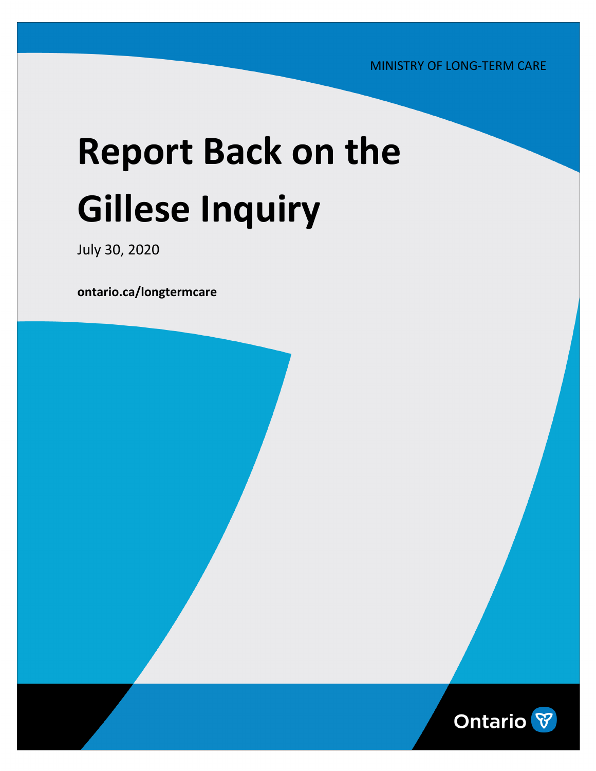MINISTRY OF LONG-TERM CARE

# Report Back on the Gillese Inquiry

July 30, 2020

**ontario.ca/longtermcare**

Ontario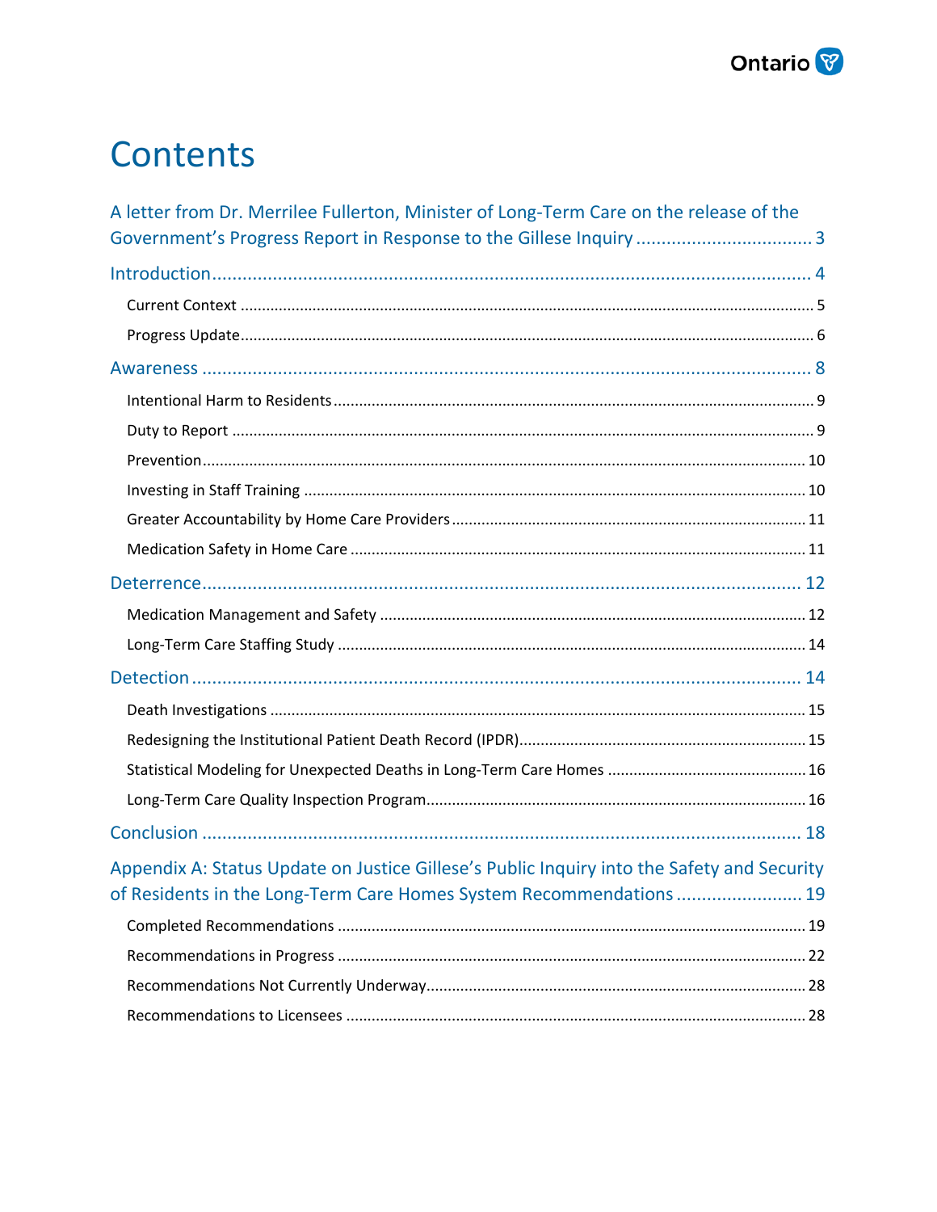# Contents

A letter from Dr. Merrilee Fullerton, Minister of Long-Term Care on the release of the Government's Progress Report in Response to the Gillese Inquiry .................................. 3

Introduction ...................................................................................................................... 4

- Current Context .................................................................................................... 5
- Progress Update .................................................................................................... 6

Awareness ........................................................................................................................ 8

- Intentional Harm to Residents ................................................................................ 9
- Duty to Report ...................................................................................................... 9
- Prevention ............................................................................................................ 10
- Investing in Staff Training ..................................................................................... 10
- Greater Accountability by Home Care Providers ................................................... 11
- Medication Safety in Home Care .......................................................................... 11

Deterrence ....................................................................................................................... 12

- Medication Management and Safety .................................................................... 12
- Long-Term Care Staffing Study ............................................................................. 14

Detection ......................................................................................................................... 14

- Death Investigations ............................................................................................. 15
- Redesigning the Institutional Patient Death Record (IPDR) .................................... 15
- Statistical Modeling for Unexpected Deaths in Long-Term Care Homes ............... 16
- Long-Term Care Quality Inspection Program ......................................................... 16

Conclusion ....................................................................................................................... 18

Appendix A: Status Update on Justice Gillese's Public Inquiry into the Safety and Security of Residents in the Long-Term Care Homes System Recommendations ........................ 19

- Completed Recommendations ............................................................................. 19
- Recommendations in Progress ............................................................................. 22
- Recommendations Not Currently Underway ......................................................... 28
- Recommendations to Licensees ........................................................................... 28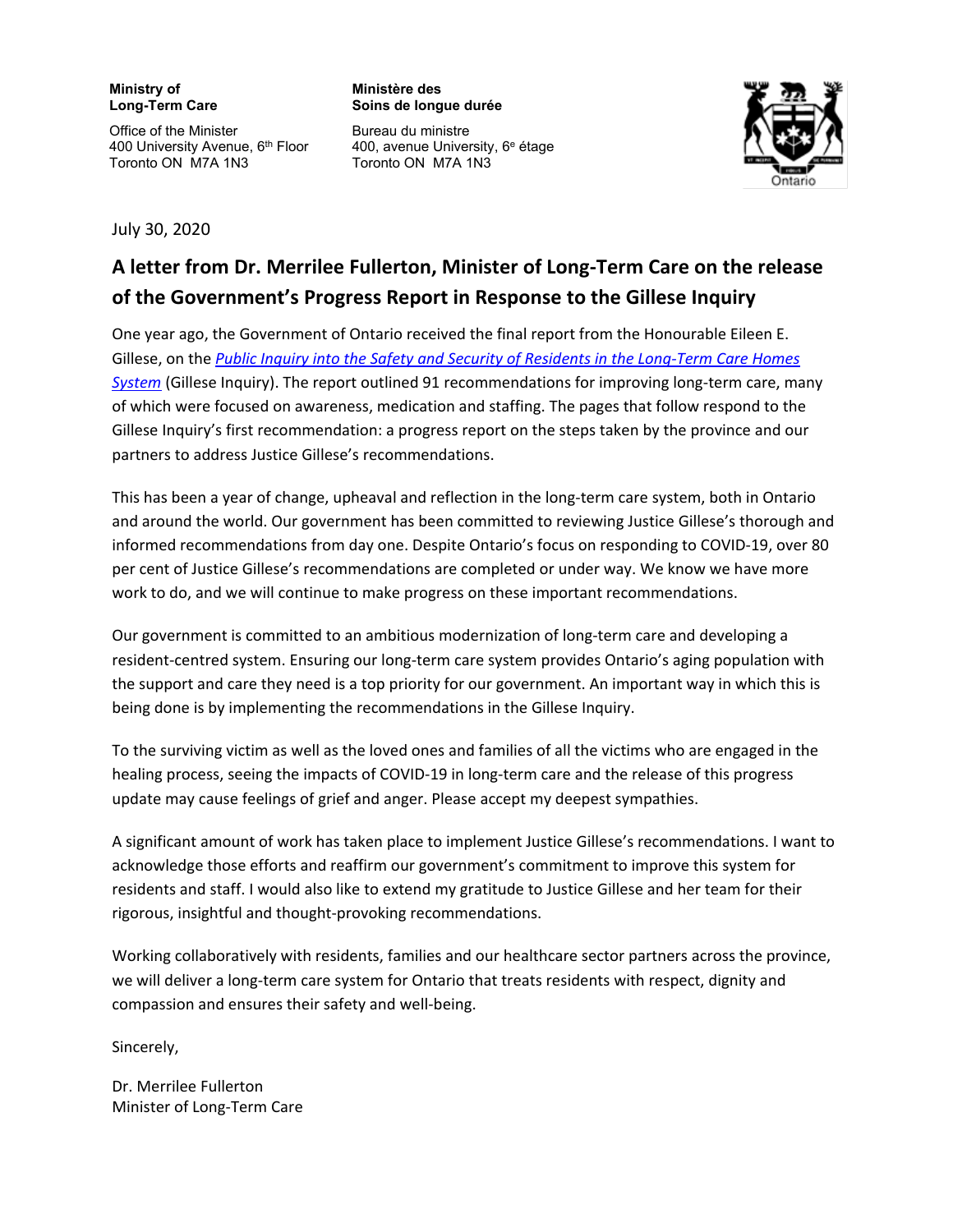**Ministry of Long-Term Care**

Office of the Minister
400 University Avenue, 6th Floor
Toronto ON M7A 1N3

**Ministère des Soins de longue durée**

Bureau du ministre
400, avenue University, 6e étage
Toronto ON M7A 1N3

July 30, 2020

## A letter from Dr. Merrilee Fullerton, Minister of Long-Term Care on the release of the Government's Progress Report in Response to the Gillese Inquiry

One year ago, the Government of Ontario received the final report from the Honourable Eileen E. Gillese, on the *Public Inquiry into the Safety and Security of Residents in the Long-Term Care Homes System* (Gillese Inquiry). The report outlined 91 recommendations for improving long-term care, many of which were focused on awareness, medication and staffing. The pages that follow respond to the Gillese Inquiry's first recommendation: a progress report on the steps taken by the province and our partners to address Justice Gillese's recommendations.

This has been a year of change, upheaval and reflection in the long-term care system, both in Ontario and around the world. Our government has been committed to reviewing Justice Gillese's thorough and informed recommendations from day one. Despite Ontario's focus on responding to COVID-19, over 80 per cent of Justice Gillese's recommendations are completed or under way. We know we have more work to do, and we will continue to make progress on these important recommendations.

Our government is committed to an ambitious modernization of long-term care and developing a resident-centred system. Ensuring our long-term care system provides Ontario's aging population with the support and care they need is a top priority for our government. An important way in which this is being done is by implementing the recommendations in the Gillese Inquiry.

To the surviving victim as well as the loved ones and families of all the victims who are engaged in the healing process, seeing the impacts of COVID-19 in long-term care and the release of this progress update may cause feelings of grief and anger. Please accept my deepest sympathies.

A significant amount of work has taken place to implement Justice Gillese's recommendations. I want to acknowledge those efforts and reaffirm our government's commitment to improve this system for residents and staff. I would also like to extend my gratitude to Justice Gillese and her team for their rigorous, insightful and thought-provoking recommendations.

Working collaboratively with residents, families and our healthcare sector partners across the province, we will deliver a long-term care system for Ontario that treats residents with respect, dignity and compassion and ensures their safety and well-being.

Sincerely,

Dr. Merrilee Fullerton
Minister of Long-Term Care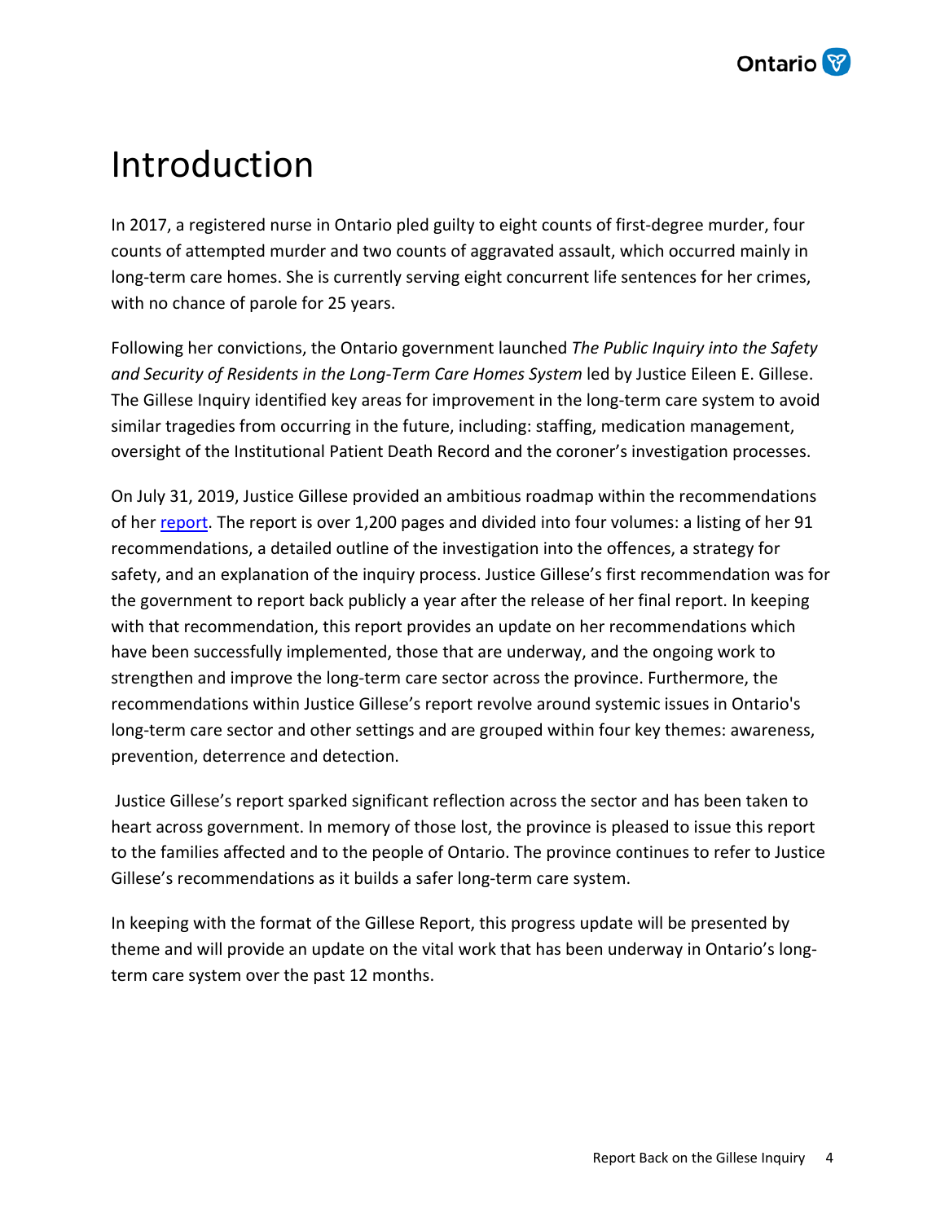# Introduction

In 2017, a registered nurse in Ontario pled guilty to eight counts of first-degree murder, four counts of attempted murder and two counts of aggravated assault, which occurred mainly in long-term care homes. She is currently serving eight concurrent life sentences for her crimes, with no chance of parole for 25 years.

Following her convictions, the Ontario government launched *The Public Inquiry into the Safety and Security of Residents in the Long-Term Care Homes System* led by Justice Eileen E. Gillese. The Gillese Inquiry identified key areas for improvement in the long-term care system to avoid similar tragedies from occurring in the future, including: staffing, medication management, oversight of the Institutional Patient Death Record and the coroner's investigation processes.

On July 31, 2019, Justice Gillese provided an ambitious roadmap within the recommendations of her report. The report is over 1,200 pages and divided into four volumes: a listing of her 91 recommendations, a detailed outline of the investigation into the offences, a strategy for safety, and an explanation of the inquiry process. Justice Gillese's first recommendation was for the government to report back publicly a year after the release of her final report. In keeping with that recommendation, this report provides an update on her recommendations which have been successfully implemented, those that are underway, and the ongoing work to strengthen and improve the long-term care sector across the province. Furthermore, the recommendations within Justice Gillese's report revolve around systemic issues in Ontario's long-term care sector and other settings and are grouped within four key themes: awareness, prevention, deterrence and detection.

Justice Gillese's report sparked significant reflection across the sector and has been taken to heart across government. In memory of those lost, the province is pleased to issue this report to the families affected and to the people of Ontario. The province continues to refer to Justice Gillese's recommendations as it builds a safer long-term care system.

In keeping with the format of the Gillese Report, this progress update will be presented by theme and will provide an update on the vital work that has been underway in Ontario's long-term care system over the past 12 months.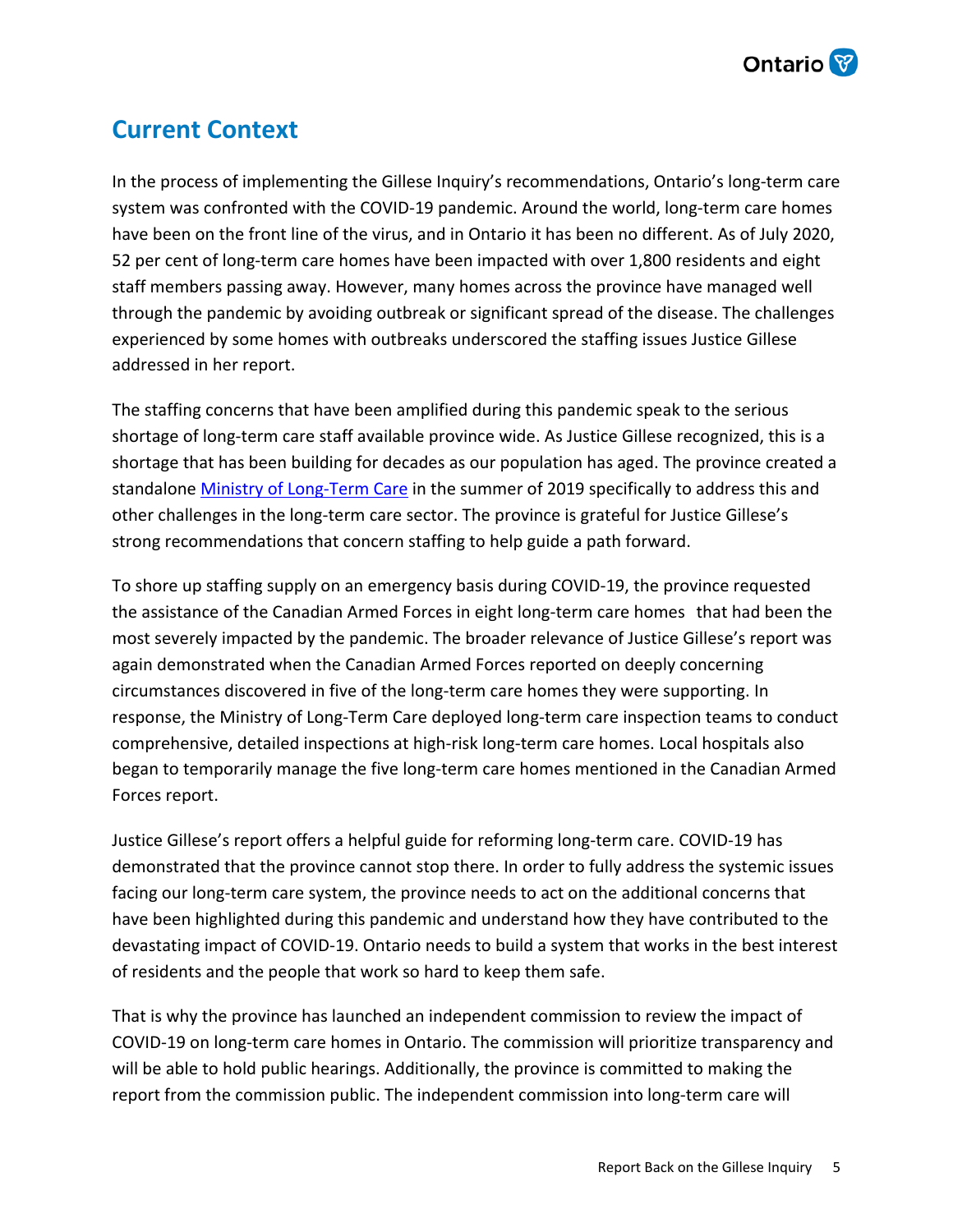## Current Context

In the process of implementing the Gillese Inquiry's recommendations, Ontario's long-term care system was confronted with the COVID-19 pandemic. Around the world, long-term care homes have been on the front line of the virus, and in Ontario it has been no different. As of July 2020, 52 per cent of long-term care homes have been impacted with over 1,800 residents and eight staff members passing away. However, many homes across the province have managed well through the pandemic by avoiding outbreak or significant spread of the disease. The challenges experienced by some homes with outbreaks underscored the staffing issues Justice Gillese addressed in her report.

The staffing concerns that have been amplified during this pandemic speak to the serious shortage of long-term care staff available province wide. As Justice Gillese recognized, this is a shortage that has been building for decades as our population has aged. The province created a standalone Ministry of Long-Term Care in the summer of 2019 specifically to address this and other challenges in the long-term care sector. The province is grateful for Justice Gillese's strong recommendations that concern staffing to help guide a path forward.

To shore up staffing supply on an emergency basis during COVID-19, the province requested the assistance of the Canadian Armed Forces in eight long-term care homes that had been the most severely impacted by the pandemic. The broader relevance of Justice Gillese's report was again demonstrated when the Canadian Armed Forces reported on deeply concerning circumstances discovered in five of the long-term care homes they were supporting. In response, the Ministry of Long-Term Care deployed long-term care inspection teams to conduct comprehensive, detailed inspections at high-risk long-term care homes. Local hospitals also began to temporarily manage the five long-term care homes mentioned in the Canadian Armed Forces report.

Justice Gillese's report offers a helpful guide for reforming long-term care. COVID-19 has demonstrated that the province cannot stop there. In order to fully address the systemic issues facing our long-term care system, the province needs to act on the additional concerns that have been highlighted during this pandemic and understand how they have contributed to the devastating impact of COVID-19. Ontario needs to build a system that works in the best interest of residents and the people that work so hard to keep them safe.

That is why the province has launched an independent commission to review the impact of COVID-19 on long-term care homes in Ontario. The commission will prioritize transparency and will be able to hold public hearings. Additionally, the province is committed to making the report from the commission public. The independent commission into long-term care will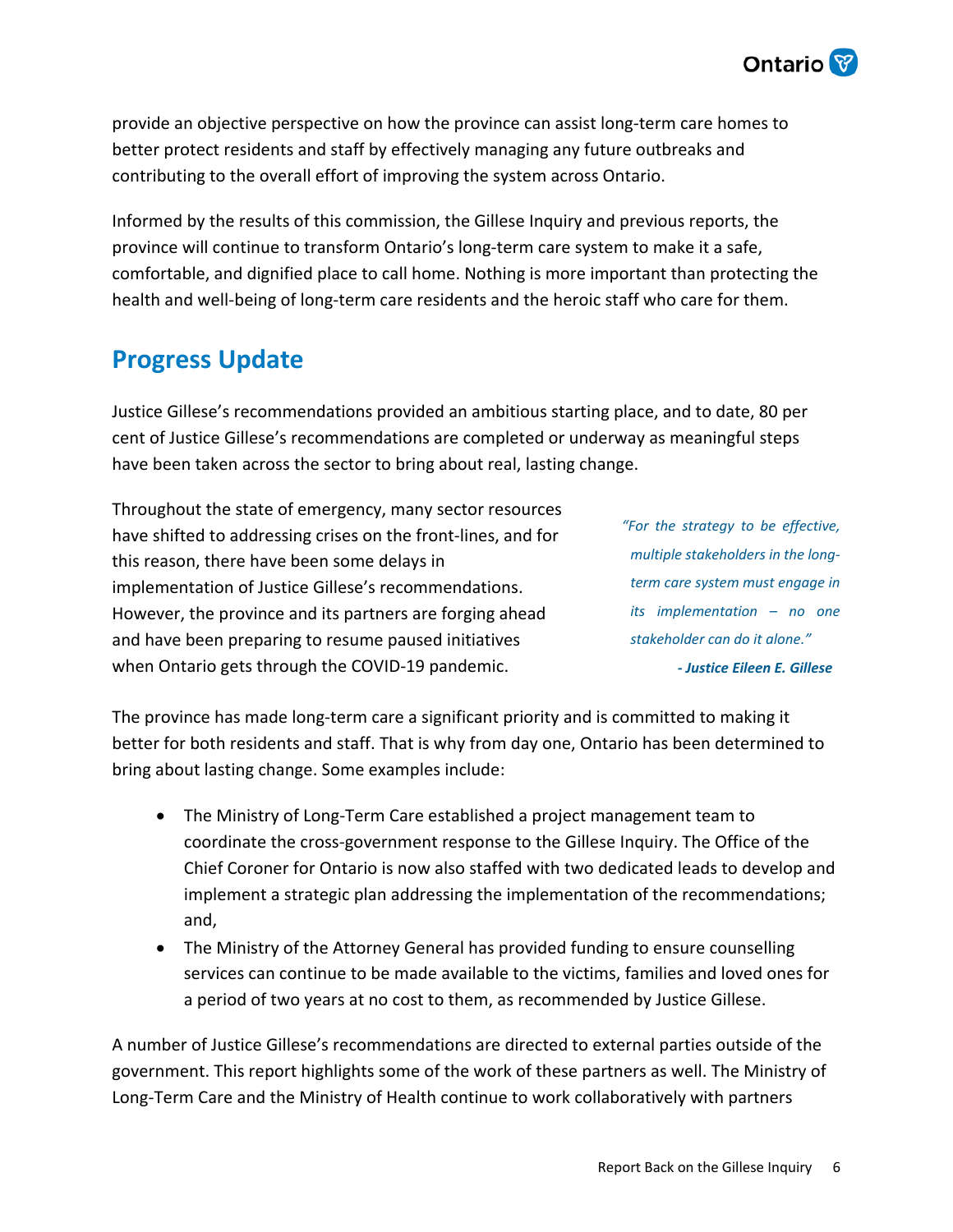provide an objective perspective on how the province can assist long-term care homes to better protect residents and staff by effectively managing any future outbreaks and contributing to the overall effort of improving the system across Ontario.

Informed by the results of this commission, the Gillese Inquiry and previous reports, the province will continue to transform Ontario's long-term care system to make it a safe, comfortable, and dignified place to call home. Nothing is more important than protecting the health and well-being of long-term care residents and the heroic staff who care for them.

## Progress Update

Justice Gillese's recommendations provided an ambitious starting place, and to date, 80 per cent of Justice Gillese's recommendations are completed or underway as meaningful steps have been taken across the sector to bring about real, lasting change.

Throughout the state of emergency, many sector resources have shifted to addressing crises on the front-lines, and for this reason, there have been some delays in implementation of Justice Gillese's recommendations. However, the province and its partners are forging ahead and have been preparing to resume paused initiatives when Ontario gets through the COVID-19 pandemic.

> *"For the strategy to be effective, multiple stakeholders in the long-term care system must engage in its implementation – no one stakeholder can do it alone."*
>
> ***- Justice Eileen E. Gillese***

The province has made long-term care a significant priority and is committed to making it better for both residents and staff. That is why from day one, Ontario has been determined to bring about lasting change. Some examples include:

- The Ministry of Long-Term Care established a project management team to coordinate the cross-government response to the Gillese Inquiry. The Office of the Chief Coroner for Ontario is now also staffed with two dedicated leads to develop and implement a strategic plan addressing the implementation of the recommendations; and,
- The Ministry of the Attorney General has provided funding to ensure counselling services can continue to be made available to the victims, families and loved ones for a period of two years at no cost to them, as recommended by Justice Gillese.

A number of Justice Gillese's recommendations are directed to external parties outside of the government. This report highlights some of the work of these partners as well. The Ministry of Long-Term Care and the Ministry of Health continue to work collaboratively with partners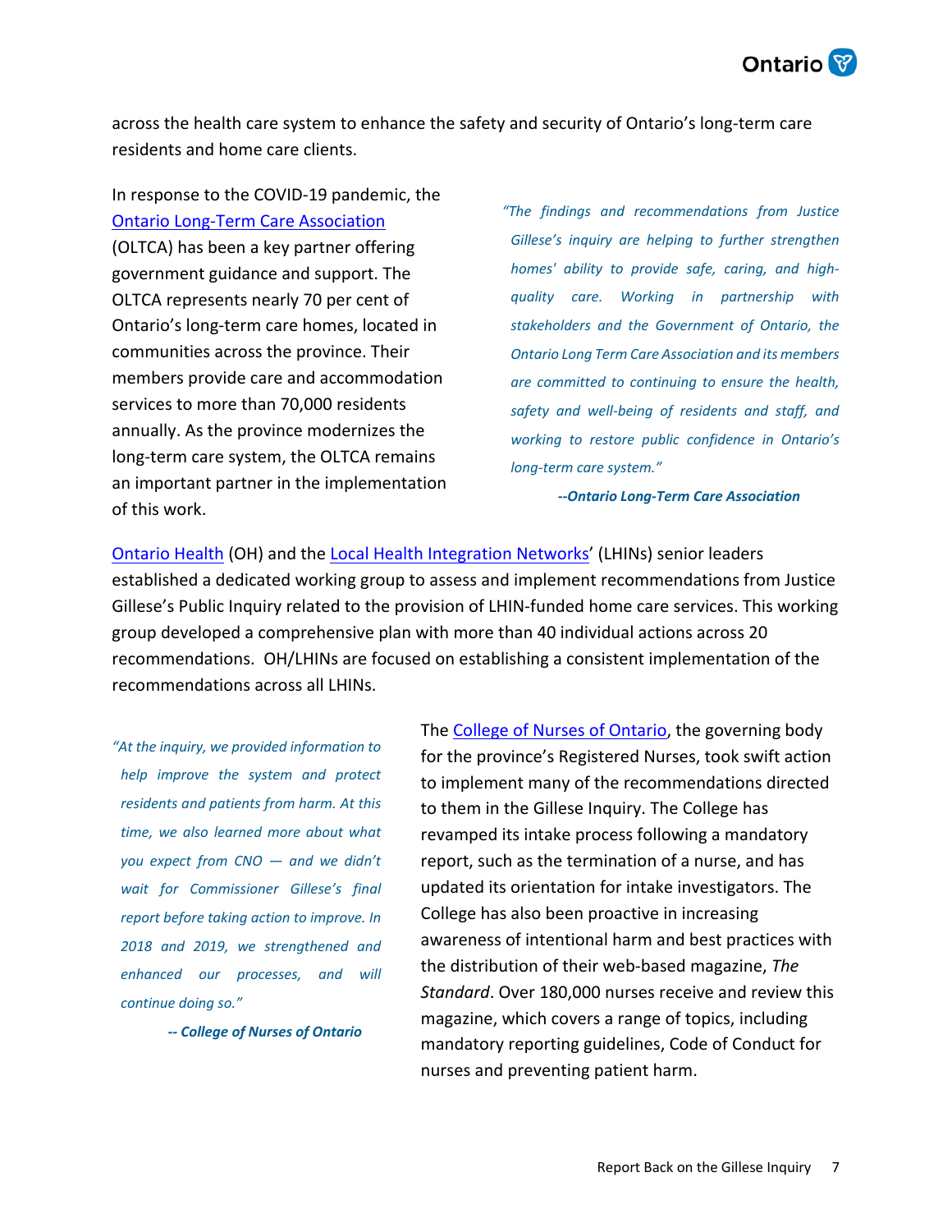across the health care system to enhance the safety and security of Ontario's long-term care residents and home care clients.

In response to the COVID-19 pandemic, the Ontario Long-Term Care Association (OLTCA) has been a key partner offering government guidance and support. The OLTCA represents nearly 70 per cent of Ontario's long-term care homes, located in communities across the province. Their members provide care and accommodation services to more than 70,000 residents annually. As the province modernizes the long-term care system, the OLTCA remains an important partner in the implementation of this work.

> *"The findings and recommendations from Justice Gillese's inquiry are helping to further strengthen homes' ability to provide safe, caring, and high-quality care. Working in partnership with stakeholders and the Government of Ontario, the Ontario Long Term Care Association and its members are committed to continuing to ensure the health, safety and well-being of residents and staff, and working to restore public confidence in Ontario's long-term care system."*
>
> ***--Ontario Long-Term Care Association***

Ontario Health (OH) and the Local Health Integration Networks' (LHINs) senior leaders established a dedicated working group to assess and implement recommendations from Justice Gillese's Public Inquiry related to the provision of LHIN-funded home care services. This working group developed a comprehensive plan with more than 40 individual actions across 20 recommendations. OH/LHINs are focused on establishing a consistent implementation of the recommendations across all LHINs.

> *"At the inquiry, we provided information to help improve the system and protect residents and patients from harm. At this time, we also learned more about what you expect from CNO — and we didn't wait for Commissioner Gillese's final report before taking action to improve. In 2018 and 2019, we strengthened and enhanced our processes, and will continue doing so."*
>
> ***-- College of Nurses of Ontario***

The College of Nurses of Ontario, the governing body for the province's Registered Nurses, took swift action to implement many of the recommendations directed to them in the Gillese Inquiry. The College has revamped its intake process following a mandatory report, such as the termination of a nurse, and has updated its orientation for intake investigators. The College has also been proactive in increasing awareness of intentional harm and best practices with the distribution of their web-based magazine, *The Standard*. Over 180,000 nurses receive and review this magazine, which covers a range of topics, including mandatory reporting guidelines, Code of Conduct for nurses and preventing patient harm.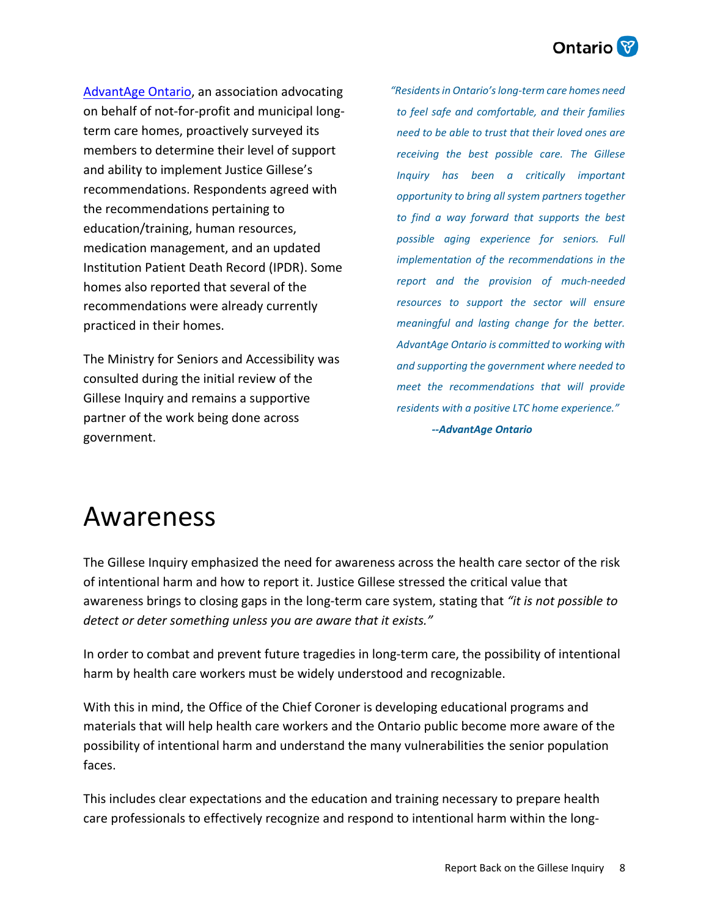[AdvantAge Ontario](), an association advocating on behalf of not-for-profit and municipal long-term care homes, proactively surveyed its members to determine their level of support and ability to implement Justice Gillese's recommendations. Respondents agreed with the recommendations pertaining to education/training, human resources, medication management, and an updated Institution Patient Death Record (IPDR). Some homes also reported that several of the recommendations were already currently practiced in their homes.

The Ministry for Seniors and Accessibility was consulted during the initial review of the Gillese Inquiry and remains a supportive partner of the work being done across government.

*"Residents in Ontario's long-term care homes need to feel safe and comfortable, and their families need to be able to trust that their loved ones are receiving the best possible care. The Gillese Inquiry has been a critically important opportunity to bring all system partners together to find a way forward that supports the best possible aging experience for seniors. Full implementation of the recommendations in the report and the provision of much-needed resources to support the sector will ensure meaningful and lasting change for the better. AdvantAge Ontario is committed to working with and supporting the government where needed to meet the recommendations that will provide residents with a positive LTC home experience."*

***--AdvantAge Ontario***

# Awareness

The Gillese Inquiry emphasized the need for awareness across the health care sector of the risk of intentional harm and how to report it. Justice Gillese stressed the critical value that awareness brings to closing gaps in the long-term care system, stating that *"it is not possible to detect or deter something unless you are aware that it exists."*

In order to combat and prevent future tragedies in long-term care, the possibility of intentional harm by health care workers must be widely understood and recognizable.

With this in mind, the Office of the Chief Coroner is developing educational programs and materials that will help health care workers and the Ontario public become more aware of the possibility of intentional harm and understand the many vulnerabilities the senior population faces.

This includes clear expectations and the education and training necessary to prepare health care professionals to effectively recognize and respond to intentional harm within the long-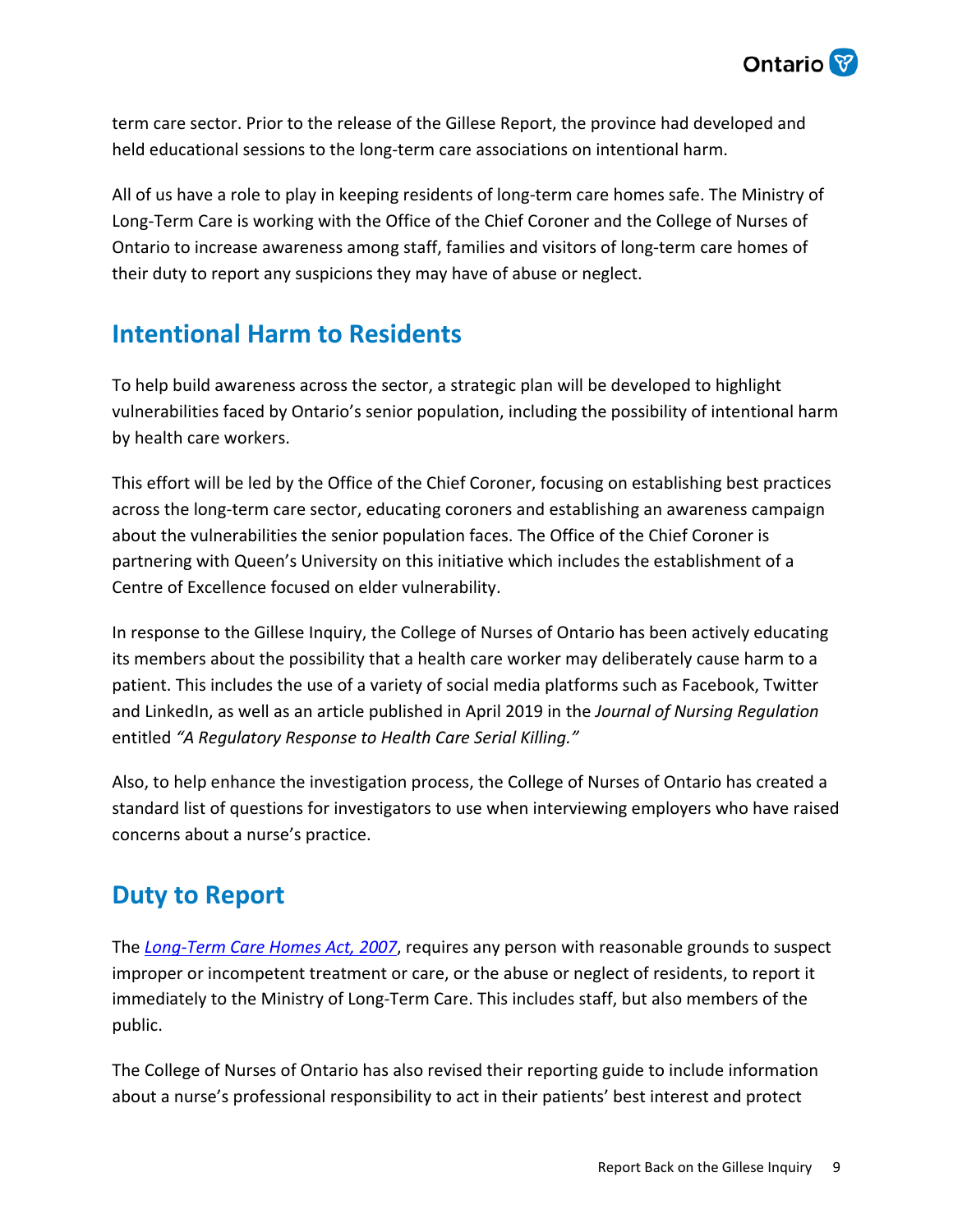term care sector. Prior to the release of the Gillese Report, the province had developed and held educational sessions to the long-term care associations on intentional harm.

All of us have a role to play in keeping residents of long-term care homes safe. The Ministry of Long-Term Care is working with the Office of the Chief Coroner and the College of Nurses of Ontario to increase awareness among staff, families and visitors of long-term care homes of their duty to report any suspicions they may have of abuse or neglect.

## Intentional Harm to Residents

To help build awareness across the sector, a strategic plan will be developed to highlight vulnerabilities faced by Ontario's senior population, including the possibility of intentional harm by health care workers.

This effort will be led by the Office of the Chief Coroner, focusing on establishing best practices across the long-term care sector, educating coroners and establishing an awareness campaign about the vulnerabilities the senior population faces. The Office of the Chief Coroner is partnering with Queen's University on this initiative which includes the establishment of a Centre of Excellence focused on elder vulnerability.

In response to the Gillese Inquiry, the College of Nurses of Ontario has been actively educating its members about the possibility that a health care worker may deliberately cause harm to a patient. This includes the use of a variety of social media platforms such as Facebook, Twitter and LinkedIn, as well as an article published in April 2019 in the *Journal of Nursing Regulation* entitled *"A Regulatory Response to Health Care Serial Killing."*

Also, to help enhance the investigation process, the College of Nurses of Ontario has created a standard list of questions for investigators to use when interviewing employers who have raised concerns about a nurse's practice.

## Duty to Report

The *Long-Term Care Homes Act, 2007*, requires any person with reasonable grounds to suspect improper or incompetent treatment or care, or the abuse or neglect of residents, to report it immediately to the Ministry of Long-Term Care. This includes staff, but also members of the public.

The College of Nurses of Ontario has also revised their reporting guide to include information about a nurse's professional responsibility to act in their patients' best interest and protect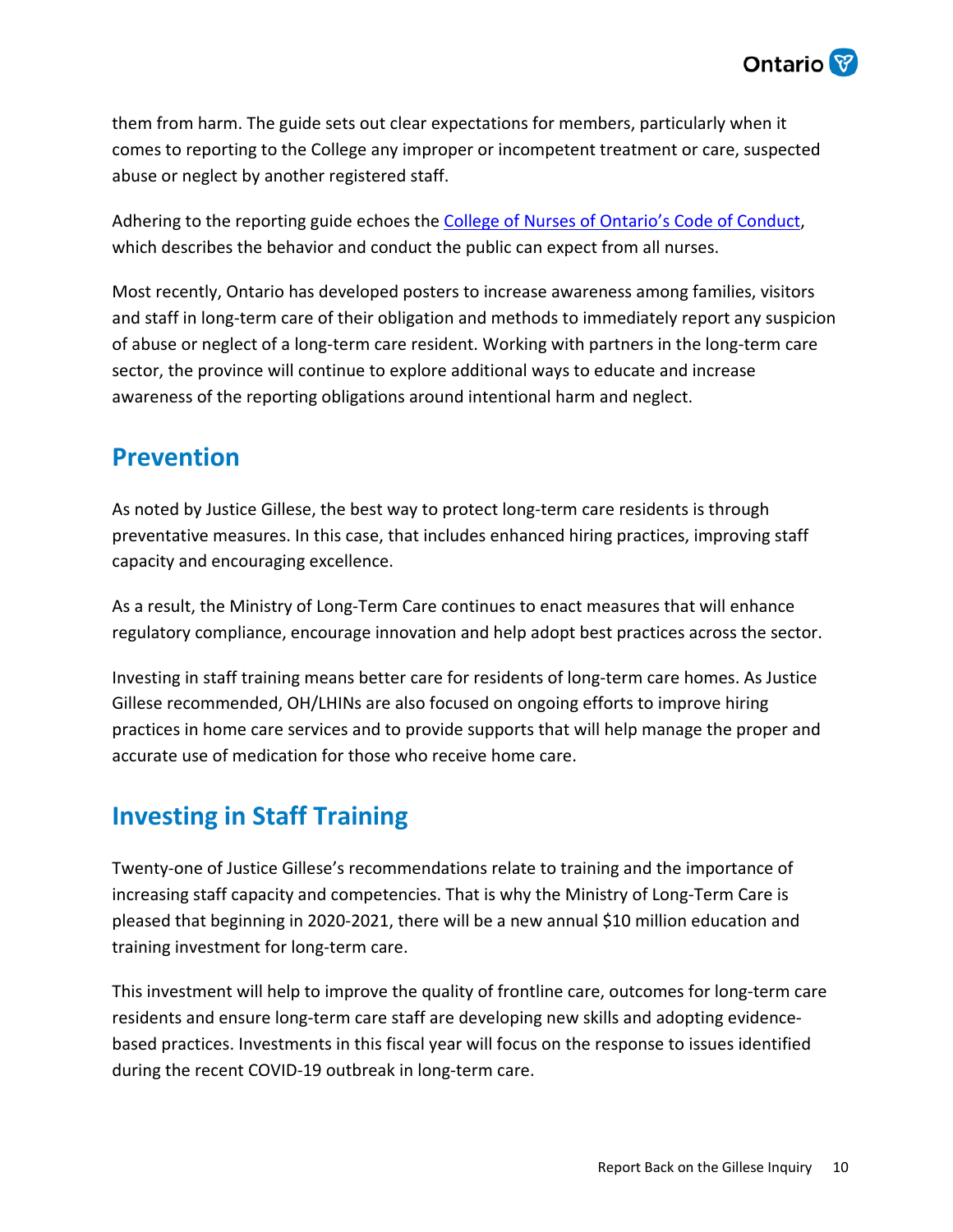them from harm. The guide sets out clear expectations for members, particularly when it comes to reporting to the College any improper or incompetent treatment or care, suspected abuse or neglect by another registered staff.

Adhering to the reporting guide echoes the [College of Nurses of Ontario's Code of Conduct](), which describes the behavior and conduct the public can expect from all nurses.

Most recently, Ontario has developed posters to increase awareness among families, visitors and staff in long-term care of their obligation and methods to immediately report any suspicion of abuse or neglect of a long-term care resident. Working with partners in the long-term care sector, the province will continue to explore additional ways to educate and increase awareness of the reporting obligations around intentional harm and neglect.

## Prevention

As noted by Justice Gillese, the best way to protect long-term care residents is through preventative measures. In this case, that includes enhanced hiring practices, improving staff capacity and encouraging excellence.

As a result, the Ministry of Long-Term Care continues to enact measures that will enhance regulatory compliance, encourage innovation and help adopt best practices across the sector.

Investing in staff training means better care for residents of long-term care homes. As Justice Gillese recommended, OH/LHINs are also focused on ongoing efforts to improve hiring practices in home care services and to provide supports that will help manage the proper and accurate use of medication for those who receive home care.

## Investing in Staff Training

Twenty-one of Justice Gillese's recommendations relate to training and the importance of increasing staff capacity and competencies. That is why the Ministry of Long-Term Care is pleased that beginning in 2020-2021, there will be a new annual $10 million education and training investment for long-term care.

This investment will help to improve the quality of frontline care, outcomes for long-term care residents and ensure long-term care staff are developing new skills and adopting evidence-based practices. Investments in this fiscal year will focus on the response to issues identified during the recent COVID-19 outbreak in long-term care.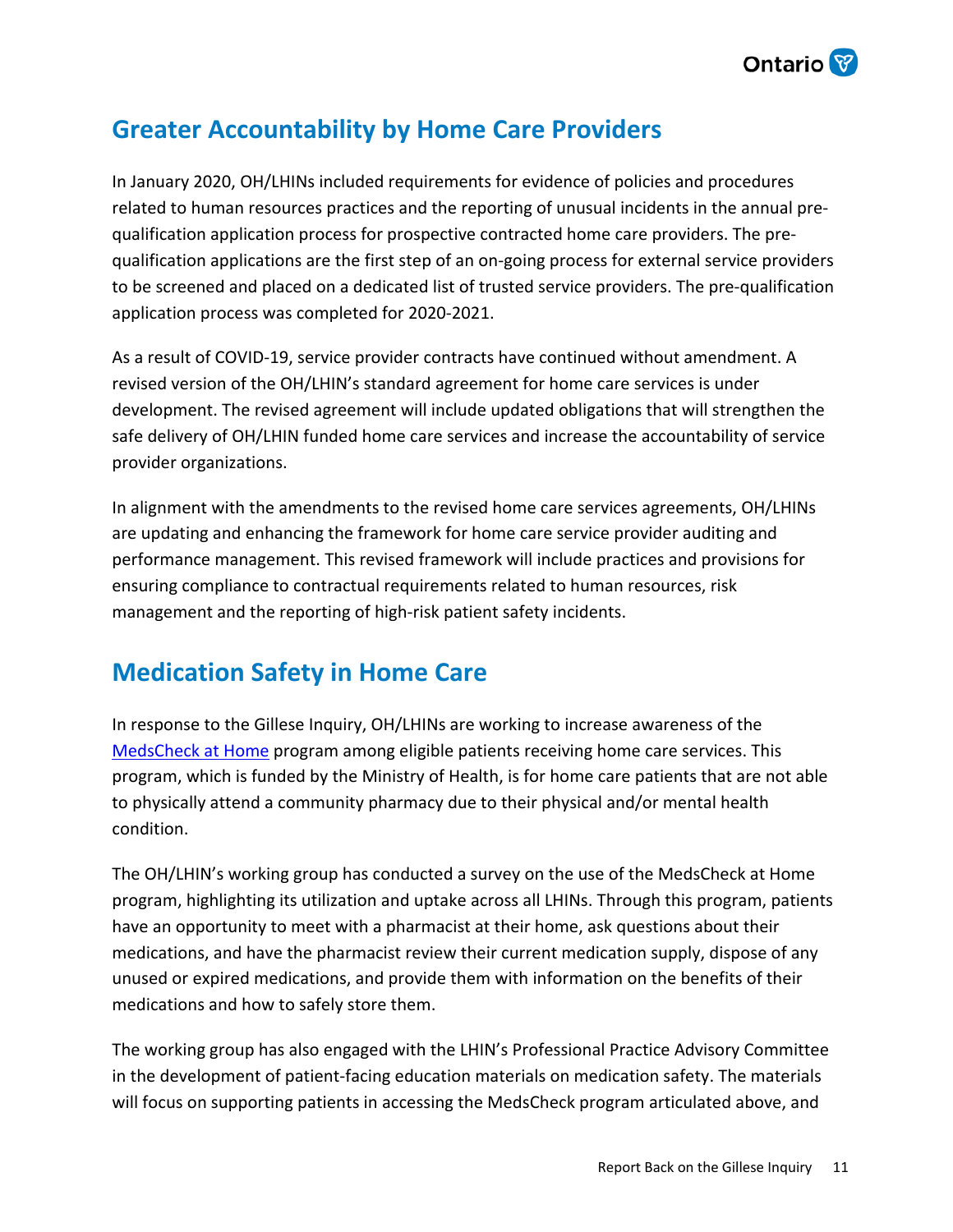## Greater Accountability by Home Care Providers

In January 2020, OH/LHINs included requirements for evidence of policies and procedures related to human resources practices and the reporting of unusual incidents in the annual pre-qualification application process for prospective contracted home care providers. The pre-qualification applications are the first step of an on-going process for external service providers to be screened and placed on a dedicated list of trusted service providers. The pre-qualification application process was completed for 2020-2021.

As a result of COVID-19, service provider contracts have continued without amendment. A revised version of the OH/LHIN's standard agreement for home care services is under development. The revised agreement will include updated obligations that will strengthen the safe delivery of OH/LHIN funded home care services and increase the accountability of service provider organizations.

In alignment with the amendments to the revised home care services agreements, OH/LHINs are updating and enhancing the framework for home care service provider auditing and performance management. This revised framework will include practices and provisions for ensuring compliance to contractual requirements related to human resources, risk management and the reporting of high-risk patient safety incidents.

## Medication Safety in Home Care

In response to the Gillese Inquiry, OH/LHINs are working to increase awareness of the [MedsCheck at Home](MedsCheck at Home) program among eligible patients receiving home care services. This program, which is funded by the Ministry of Health, is for home care patients that are not able to physically attend a community pharmacy due to their physical and/or mental health condition.

The OH/LHIN's working group has conducted a survey on the use of the MedsCheck at Home program, highlighting its utilization and uptake across all LHINs. Through this program, patients have an opportunity to meet with a pharmacist at their home, ask questions about their medications, and have the pharmacist review their current medication supply, dispose of any unused or expired medications, and provide them with information on the benefits of their medications and how to safely store them.

The working group has also engaged with the LHIN's Professional Practice Advisory Committee in the development of patient-facing education materials on medication safety. The materials will focus on supporting patients in accessing the MedsCheck program articulated above, and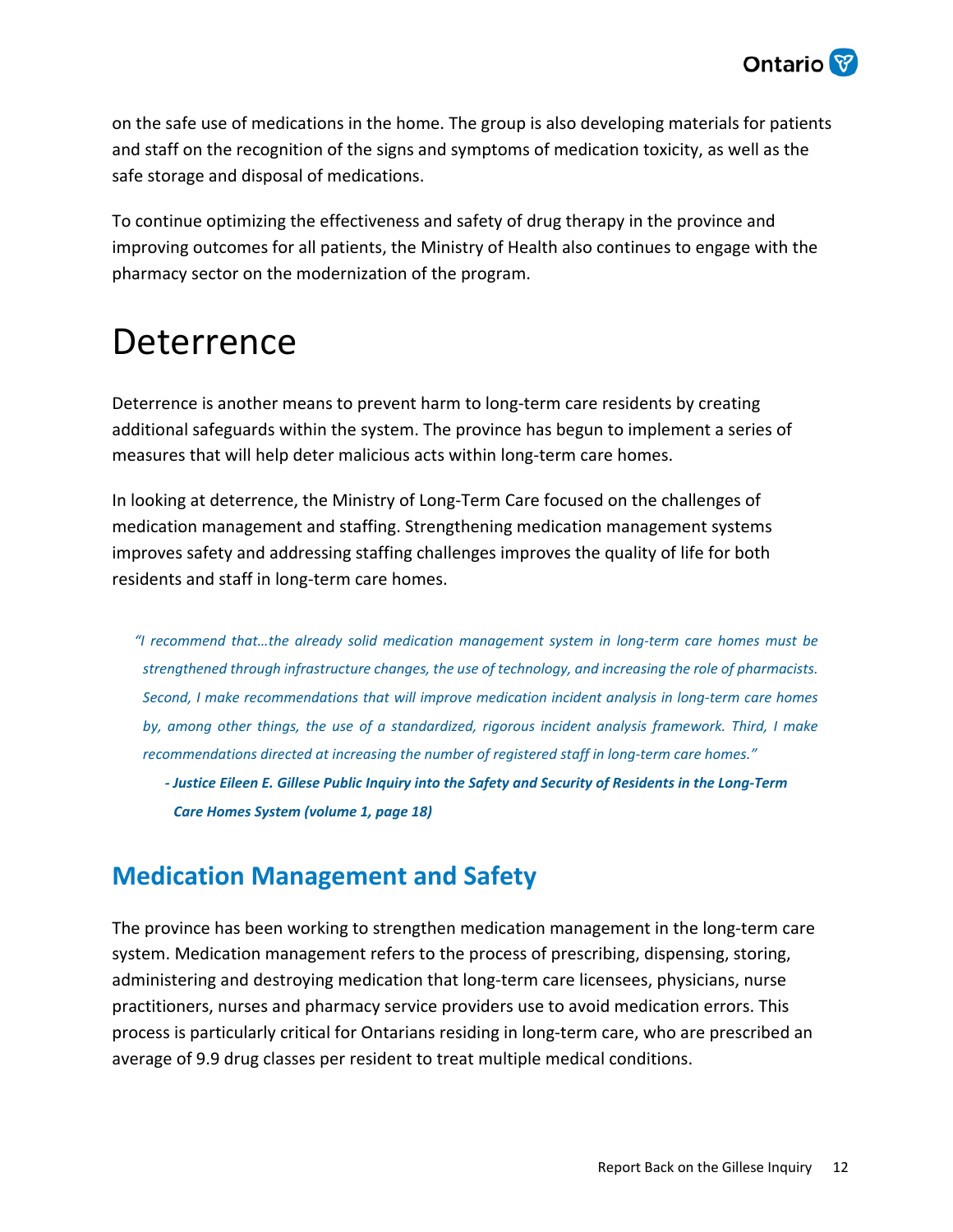on the safe use of medications in the home. The group is also developing materials for patients and staff on the recognition of the signs and symptoms of medication toxicity, as well as the safe storage and disposal of medications.

To continue optimizing the effectiveness and safety of drug therapy in the province and improving outcomes for all patients, the Ministry of Health also continues to engage with the pharmacy sector on the modernization of the program.

# Deterrence

Deterrence is another means to prevent harm to long-term care residents by creating additional safeguards within the system. The province has begun to implement a series of measures that will help deter malicious acts within long-term care homes.

In looking at deterrence, the Ministry of Long-Term Care focused on the challenges of medication management and staffing. Strengthening medication management systems improves safety and addressing staffing challenges improves the quality of life for both residents and staff in long-term care homes.

> *"I recommend that…the already solid medication management system in long-term care homes must be strengthened through infrastructure changes, the use of technology, and increasing the role of pharmacists. Second, I make recommendations that will improve medication incident analysis in long-term care homes by, among other things, the use of a standardized, rigorous incident analysis framework. Third, I make recommendations directed at increasing the number of registered staff in long-term care homes."*
>
> ***- Justice Eileen E. Gillese Public Inquiry into the Safety and Security of Residents in the Long-Term Care Homes System (volume 1, page 18)***

## Medication Management and Safety

The province has been working to strengthen medication management in the long-term care system. Medication management refers to the process of prescribing, dispensing, storing, administering and destroying medication that long-term care licensees, physicians, nurse practitioners, nurses and pharmacy service providers use to avoid medication errors. This process is particularly critical for Ontarians residing in long-term care, who are prescribed an average of 9.9 drug classes per resident to treat multiple medical conditions.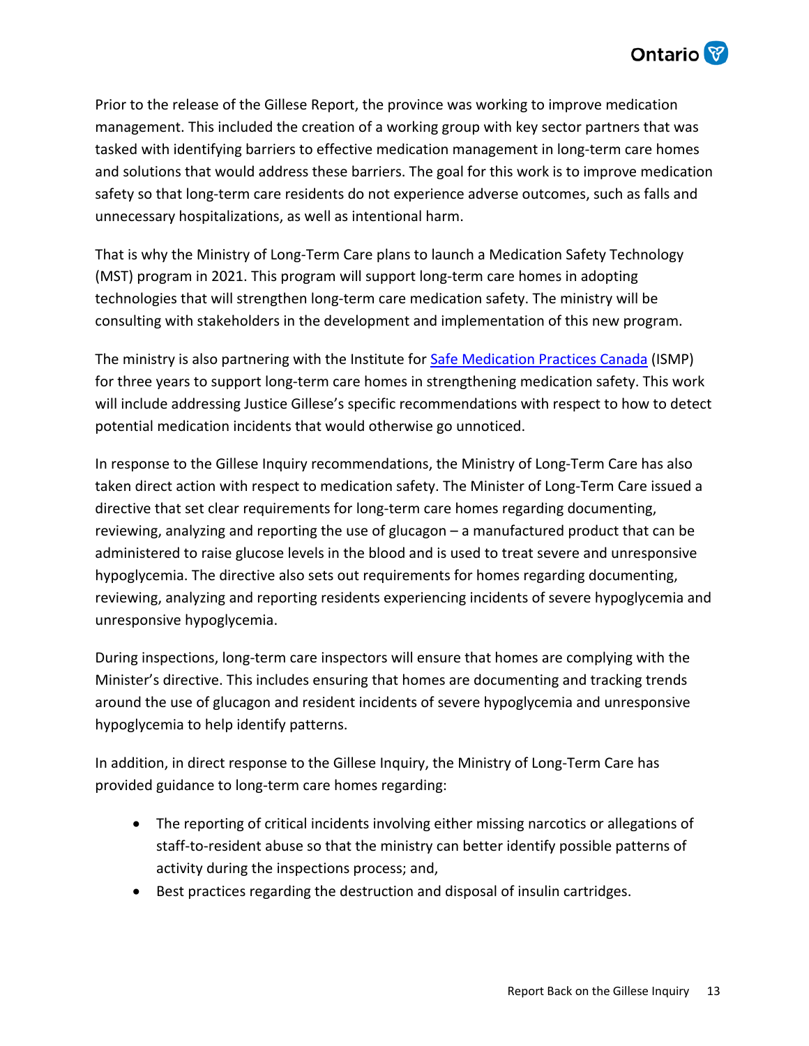Prior to the release of the Gillese Report, the province was working to improve medication management. This included the creation of a working group with key sector partners that was tasked with identifying barriers to effective medication management in long-term care homes and solutions that would address these barriers. The goal for this work is to improve medication safety so that long-term care residents do not experience adverse outcomes, such as falls and unnecessary hospitalizations, as well as intentional harm.

That is why the Ministry of Long-Term Care plans to launch a Medication Safety Technology (MST) program in 2021. This program will support long-term care homes in adopting technologies that will strengthen long-term care medication safety. The ministry will be consulting with stakeholders in the development and implementation of this new program.

The ministry is also partnering with the Institute for [Safe Medication Practices Canada](https://www.ismp-canada.org/) (ISMP) for three years to support long-term care homes in strengthening medication safety. This work will include addressing Justice Gillese's specific recommendations with respect to how to detect potential medication incidents that would otherwise go unnoticed.

In response to the Gillese Inquiry recommendations, the Ministry of Long-Term Care has also taken direct action with respect to medication safety. The Minister of Long-Term Care issued a directive that set clear requirements for long-term care homes regarding documenting, reviewing, analyzing and reporting the use of glucagon – a manufactured product that can be administered to raise glucose levels in the blood and is used to treat severe and unresponsive hypoglycemia. The directive also sets out requirements for homes regarding documenting, reviewing, analyzing and reporting residents experiencing incidents of severe hypoglycemia and unresponsive hypoglycemia.

During inspections, long-term care inspectors will ensure that homes are complying with the Minister's directive. This includes ensuring that homes are documenting and tracking trends around the use of glucagon and resident incidents of severe hypoglycemia and unresponsive hypoglycemia to help identify patterns.

In addition, in direct response to the Gillese Inquiry, the Ministry of Long-Term Care has provided guidance to long-term care homes regarding:

- The reporting of critical incidents involving either missing narcotics or allegations of staff-to-resident abuse so that the ministry can better identify possible patterns of activity during the inspections process; and,
- Best practices regarding the destruction and disposal of insulin cartridges.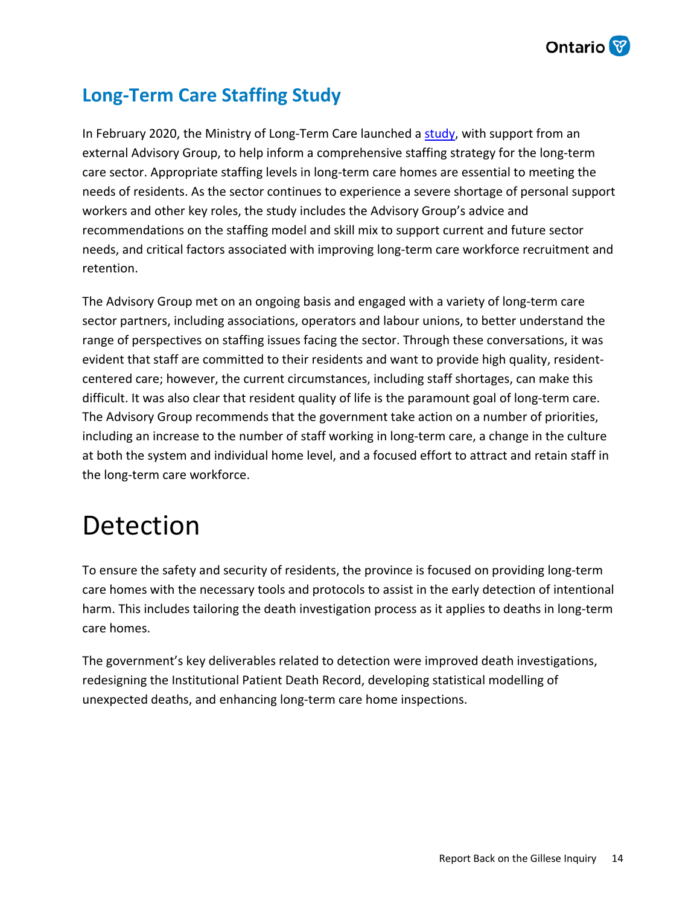## Long-Term Care Staffing Study

In February 2020, the Ministry of Long-Term Care launched a study, with support from an external Advisory Group, to help inform a comprehensive staffing strategy for the long-term care sector. Appropriate staffing levels in long-term care homes are essential to meeting the needs of residents. As the sector continues to experience a severe shortage of personal support workers and other key roles, the study includes the Advisory Group's advice and recommendations on the staffing model and skill mix to support current and future sector needs, and critical factors associated with improving long-term care workforce recruitment and retention.

The Advisory Group met on an ongoing basis and engaged with a variety of long-term care sector partners, including associations, operators and labour unions, to better understand the range of perspectives on staffing issues facing the sector. Through these conversations, it was evident that staff are committed to their residents and want to provide high quality, resident-centered care; however, the current circumstances, including staff shortages, can make this difficult. It was also clear that resident quality of life is the paramount goal of long-term care. The Advisory Group recommends that the government take action on a number of priorities, including an increase to the number of staff working in long-term care, a change in the culture at both the system and individual home level, and a focused effort to attract and retain staff in the long-term care workforce.

# Detection

To ensure the safety and security of residents, the province is focused on providing long-term care homes with the necessary tools and protocols to assist in the early detection of intentional harm. This includes tailoring the death investigation process as it applies to deaths in long-term care homes.

The government's key deliverables related to detection were improved death investigations, redesigning the Institutional Patient Death Record, developing statistical modelling of unexpected deaths, and enhancing long-term care home inspections.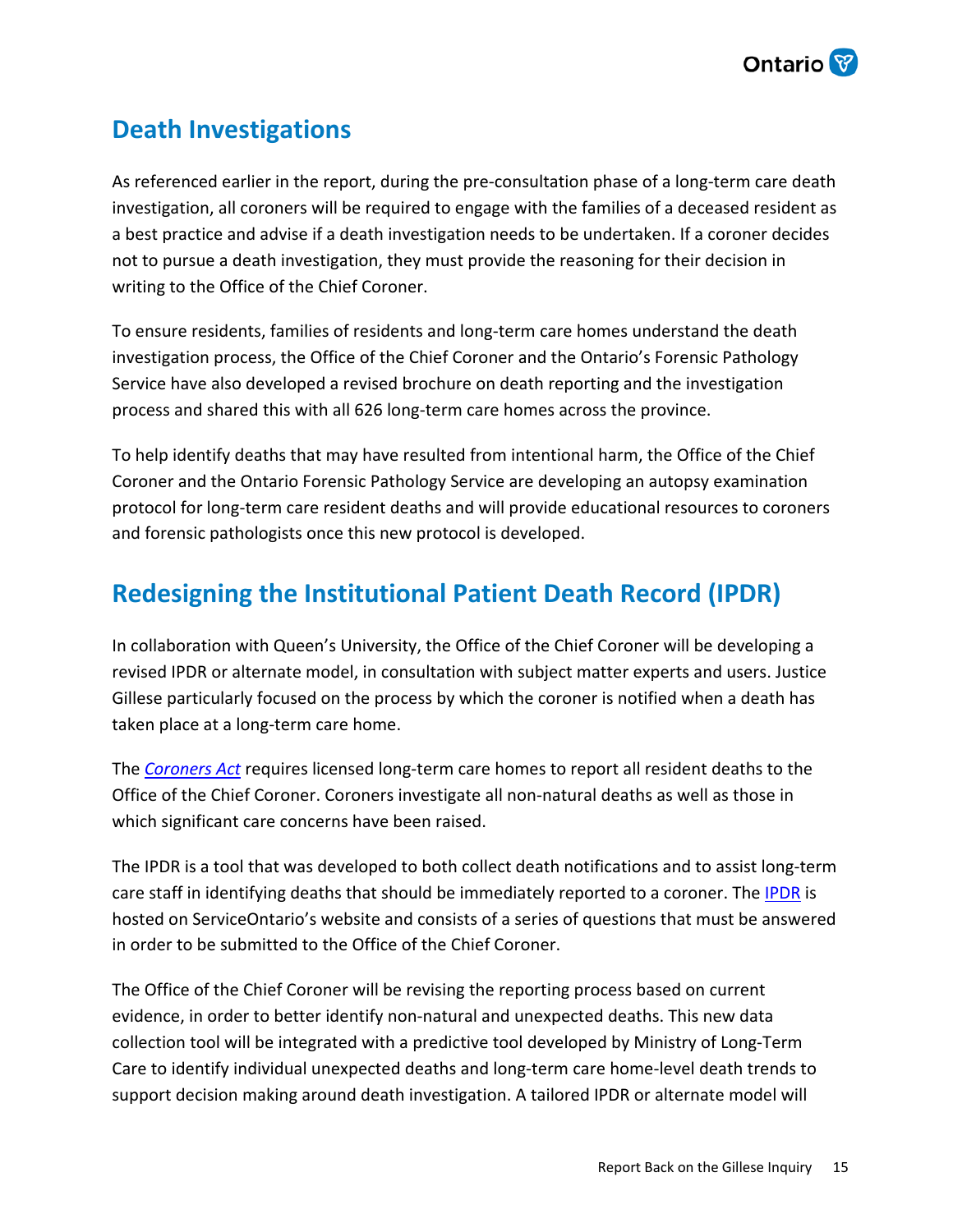## Death Investigations

As referenced earlier in the report, during the pre-consultation phase of a long-term care death investigation, all coroners will be required to engage with the families of a deceased resident as a best practice and advise if a death investigation needs to be undertaken. If a coroner decides not to pursue a death investigation, they must provide the reasoning for their decision in writing to the Office of the Chief Coroner.

To ensure residents, families of residents and long-term care homes understand the death investigation process, the Office of the Chief Coroner and the Ontario's Forensic Pathology Service have also developed a revised brochure on death reporting and the investigation process and shared this with all 626 long-term care homes across the province.

To help identify deaths that may have resulted from intentional harm, the Office of the Chief Coroner and the Ontario Forensic Pathology Service are developing an autopsy examination protocol for long-term care resident deaths and will provide educational resources to coroners and forensic pathologists once this new protocol is developed.

## Redesigning the Institutional Patient Death Record (IPDR)

In collaboration with Queen's University, the Office of the Chief Coroner will be developing a revised IPDR or alternate model, in consultation with subject matter experts and users. Justice Gillese particularly focused on the process by which the coroner is notified when a death has taken place at a long-term care home.

The *Coroners Act* requires licensed long-term care homes to report all resident deaths to the Office of the Chief Coroner. Coroners investigate all non-natural deaths as well as those in which significant care concerns have been raised.

The IPDR is a tool that was developed to both collect death notifications and to assist long-term care staff in identifying deaths that should be immediately reported to a coroner. The IPDR is hosted on ServiceOntario's website and consists of a series of questions that must be answered in order to be submitted to the Office of the Chief Coroner.

The Office of the Chief Coroner will be revising the reporting process based on current evidence, in order to better identify non-natural and unexpected deaths. This new data collection tool will be integrated with a predictive tool developed by Ministry of Long-Term Care to identify individual unexpected deaths and long-term care home-level death trends to support decision making around death investigation. A tailored IPDR or alternate model will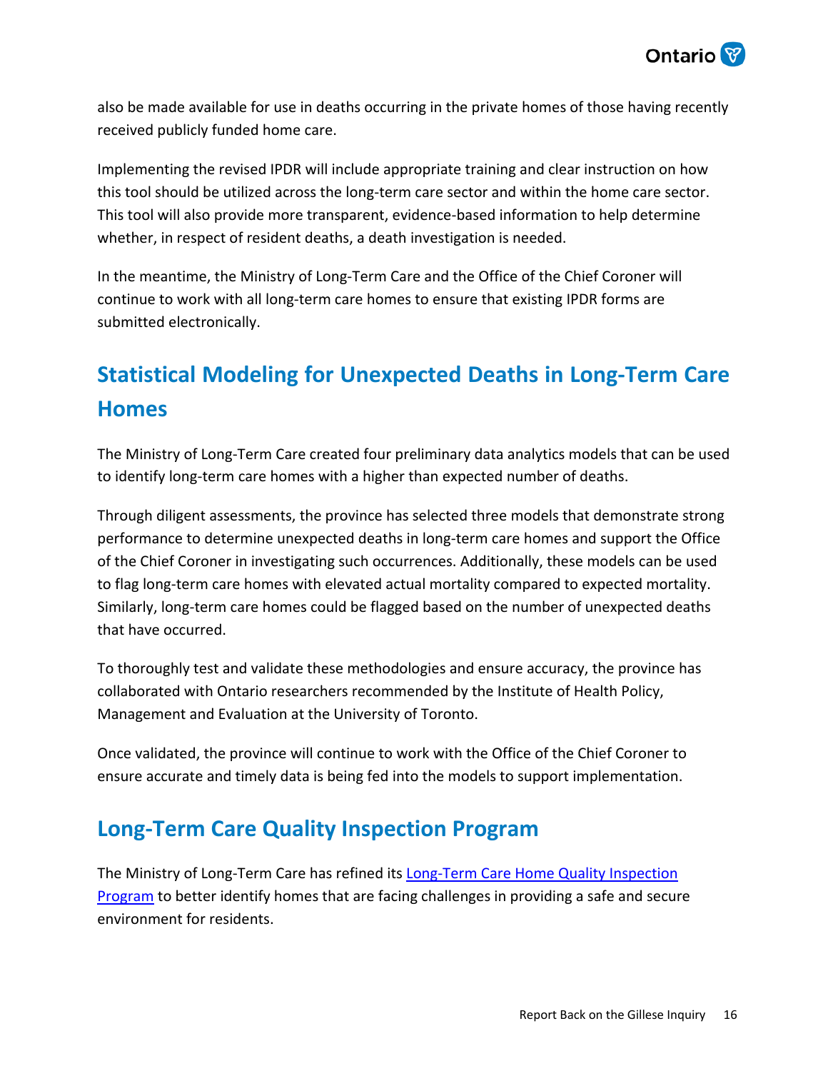also be made available for use in deaths occurring in the private homes of those having recently received publicly funded home care.

Implementing the revised IPDR will include appropriate training and clear instruction on how this tool should be utilized across the long-term care sector and within the home care sector. This tool will also provide more transparent, evidence-based information to help determine whether, in respect of resident deaths, a death investigation is needed.

In the meantime, the Ministry of Long-Term Care and the Office of the Chief Coroner will continue to work with all long-term care homes to ensure that existing IPDR forms are submitted electronically.

## Statistical Modeling for Unexpected Deaths in Long-Term Care Homes

The Ministry of Long-Term Care created four preliminary data analytics models that can be used to identify long-term care homes with a higher than expected number of deaths.

Through diligent assessments, the province has selected three models that demonstrate strong performance to determine unexpected deaths in long-term care homes and support the Office of the Chief Coroner in investigating such occurrences. Additionally, these models can be used to flag long-term care homes with elevated actual mortality compared to expected mortality. Similarly, long-term care homes could be flagged based on the number of unexpected deaths that have occurred.

To thoroughly test and validate these methodologies and ensure accuracy, the province has collaborated with Ontario researchers recommended by the Institute of Health Policy, Management and Evaluation at the University of Toronto.

Once validated, the province will continue to work with the Office of the Chief Coroner to ensure accurate and timely data is being fed into the models to support implementation.

## Long-Term Care Quality Inspection Program

The Ministry of Long-Term Care has refined its Long-Term Care Home Quality Inspection Program to better identify homes that are facing challenges in providing a safe and secure environment for residents.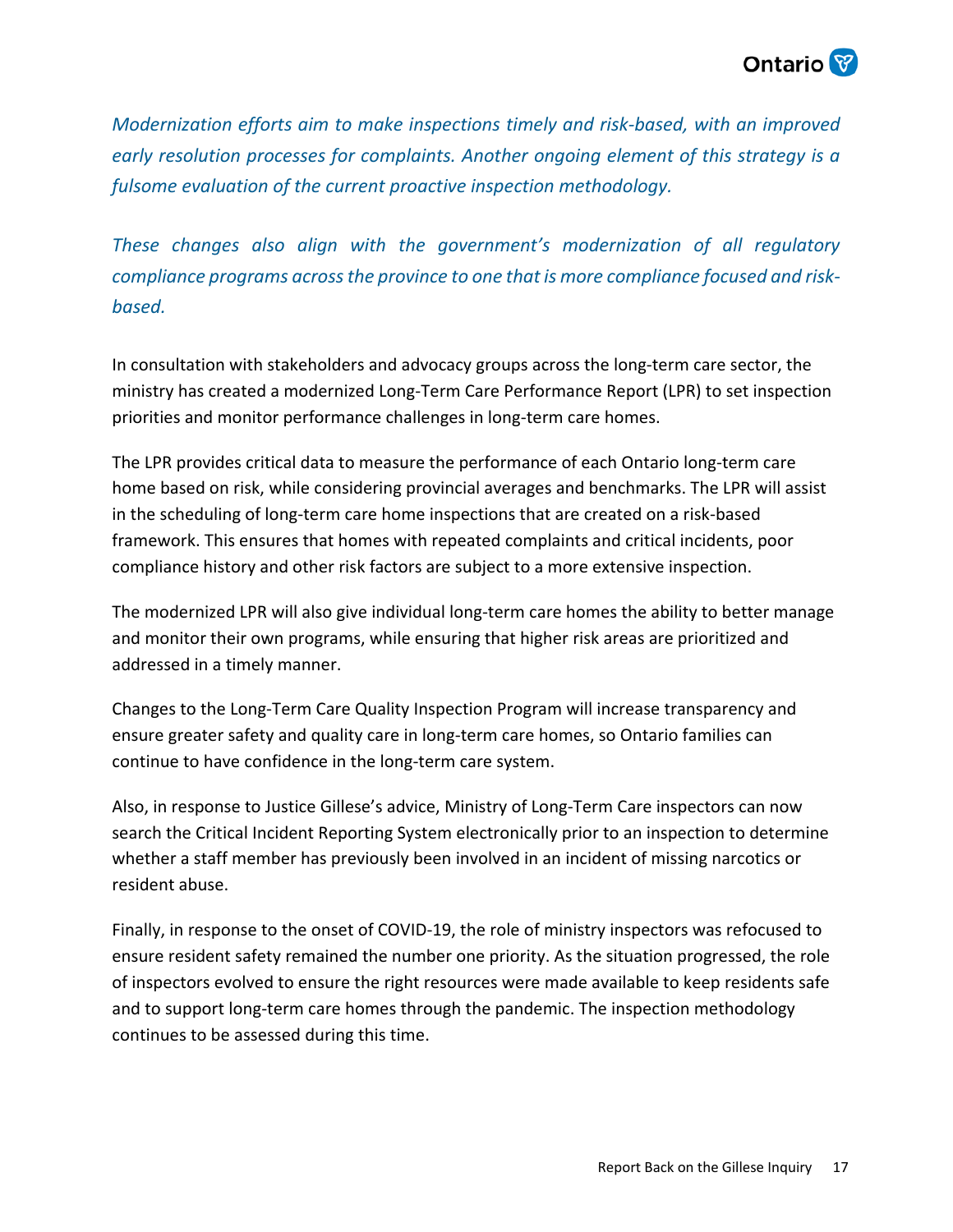*Modernization efforts aim to make inspections timely and risk-based, with an improved early resolution processes for complaints. Another ongoing element of this strategy is a fulsome evaluation of the current proactive inspection methodology.*

*These changes also align with the government's modernization of all regulatory compliance programs across the province to one that is more compliance focused and risk-based.*

In consultation with stakeholders and advocacy groups across the long-term care sector, the ministry has created a modernized Long-Term Care Performance Report (LPR) to set inspection priorities and monitor performance challenges in long-term care homes.

The LPR provides critical data to measure the performance of each Ontario long-term care home based on risk, while considering provincial averages and benchmarks. The LPR will assist in the scheduling of long-term care home inspections that are created on a risk-based framework. This ensures that homes with repeated complaints and critical incidents, poor compliance history and other risk factors are subject to a more extensive inspection.

The modernized LPR will also give individual long-term care homes the ability to better manage and monitor their own programs, while ensuring that higher risk areas are prioritized and addressed in a timely manner.

Changes to the Long-Term Care Quality Inspection Program will increase transparency and ensure greater safety and quality care in long-term care homes, so Ontario families can continue to have confidence in the long-term care system.

Also, in response to Justice Gillese's advice, Ministry of Long-Term Care inspectors can now search the Critical Incident Reporting System electronically prior to an inspection to determine whether a staff member has previously been involved in an incident of missing narcotics or resident abuse.

Finally, in response to the onset of COVID-19, the role of ministry inspectors was refocused to ensure resident safety remained the number one priority. As the situation progressed, the role of inspectors evolved to ensure the right resources were made available to keep residents safe and to support long-term care homes through the pandemic. The inspection methodology continues to be assessed during this time.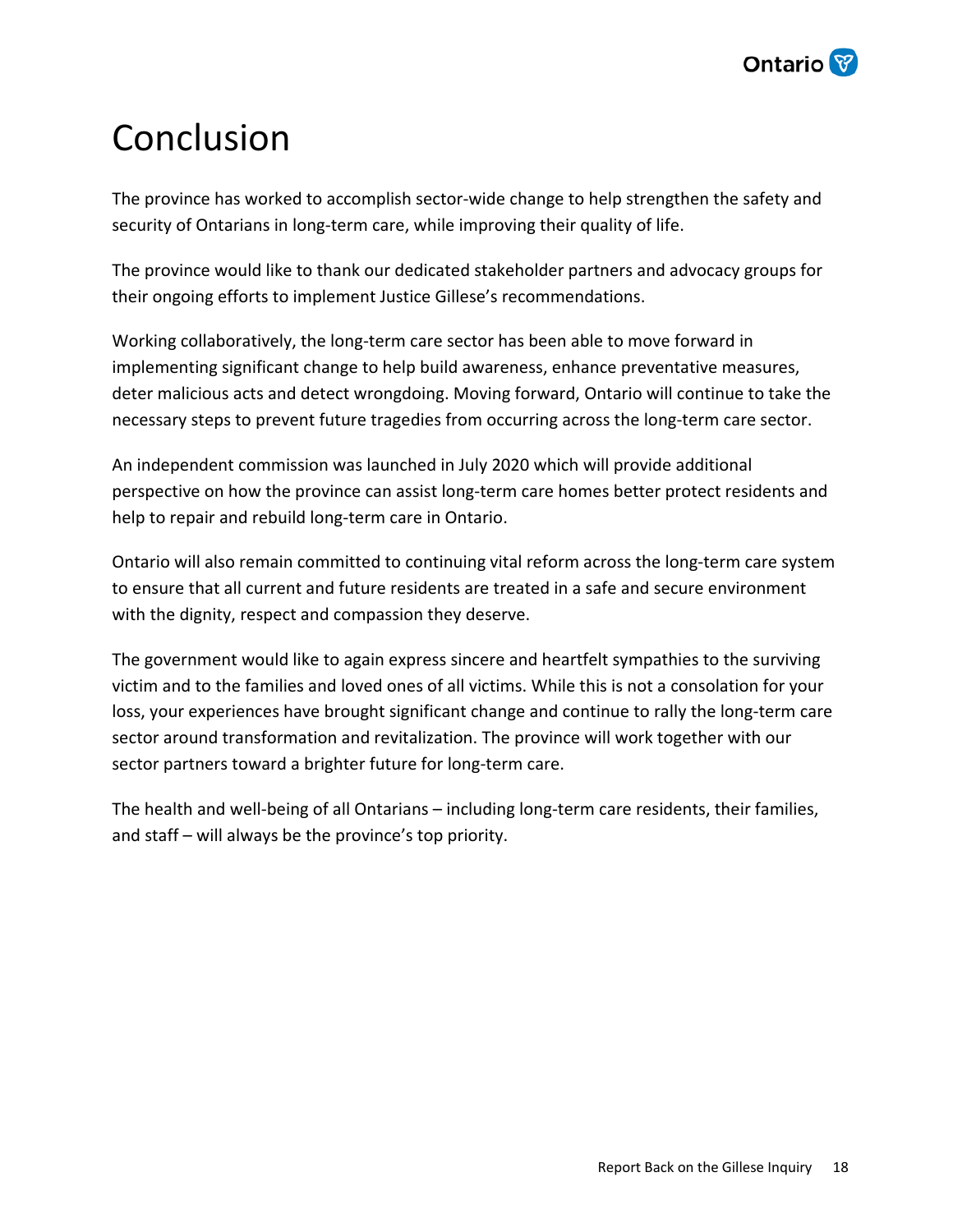# Conclusion

The province has worked to accomplish sector-wide change to help strengthen the safety and security of Ontarians in long-term care, while improving their quality of life.

The province would like to thank our dedicated stakeholder partners and advocacy groups for their ongoing efforts to implement Justice Gillese's recommendations.

Working collaboratively, the long-term care sector has been able to move forward in implementing significant change to help build awareness, enhance preventative measures, deter malicious acts and detect wrongdoing. Moving forward, Ontario will continue to take the necessary steps to prevent future tragedies from occurring across the long-term care sector.

An independent commission was launched in July 2020 which will provide additional perspective on how the province can assist long-term care homes better protect residents and help to repair and rebuild long-term care in Ontario.

Ontario will also remain committed to continuing vital reform across the long-term care system to ensure that all current and future residents are treated in a safe and secure environment with the dignity, respect and compassion they deserve.

The government would like to again express sincere and heartfelt sympathies to the surviving victim and to the families and loved ones of all victims. While this is not a consolation for your loss, your experiences have brought significant change and continue to rally the long-term care sector around transformation and revitalization. The province will work together with our sector partners toward a brighter future for long-term care.

The health and well-being of all Ontarians – including long-term care residents, their families, and staff – will always be the province's top priority.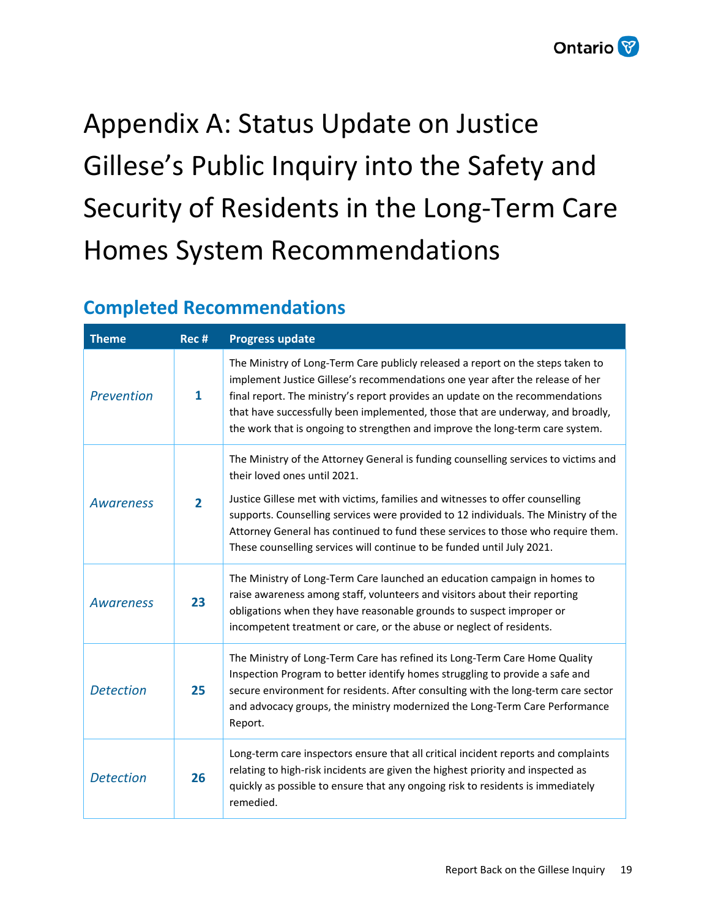# Appendix A: Status Update on Justice Gillese's Public Inquiry into the Safety and Security of Residents in the Long-Term Care Homes System Recommendations

## Completed Recommendations

| Theme | Rec # | Progress update |
|---|---|---|
| *Prevention* | **1** | The Ministry of Long-Term Care publicly released a report on the steps taken to implement Justice Gillese's recommendations one year after the release of her final report. The ministry's report provides an update on the recommendations that have successfully been implemented, those that are underway, and broadly, the work that is ongoing to strengthen and improve the long-term care system. |
| *Awareness* | **2** | The Ministry of the Attorney General is funding counselling services to victims and their loved ones until 2021.<br><br>Justice Gillese met with victims, families and witnesses to offer counselling supports. Counselling services were provided to 12 individuals. The Ministry of the Attorney General has continued to fund these services to those who require them. These counselling services will continue to be funded until July 2021. |
| *Awareness* | **23** | The Ministry of Long-Term Care launched an education campaign in homes to raise awareness among staff, volunteers and visitors about their reporting obligations when they have reasonable grounds to suspect improper or incompetent treatment or care, or the abuse or neglect of residents. |
| *Detection* | **25** | The Ministry of Long-Term Care has refined its Long-Term Care Home Quality Inspection Program to better identify homes struggling to provide a safe and secure environment for residents. After consulting with the long-term care sector and advocacy groups, the ministry modernized the Long-Term Care Performance Report. |
| *Detection* | **26** | Long-term care inspectors ensure that all critical incident reports and complaints relating to high-risk incidents are given the highest priority and inspected as quickly as possible to ensure that any ongoing risk to residents is immediately remedied. |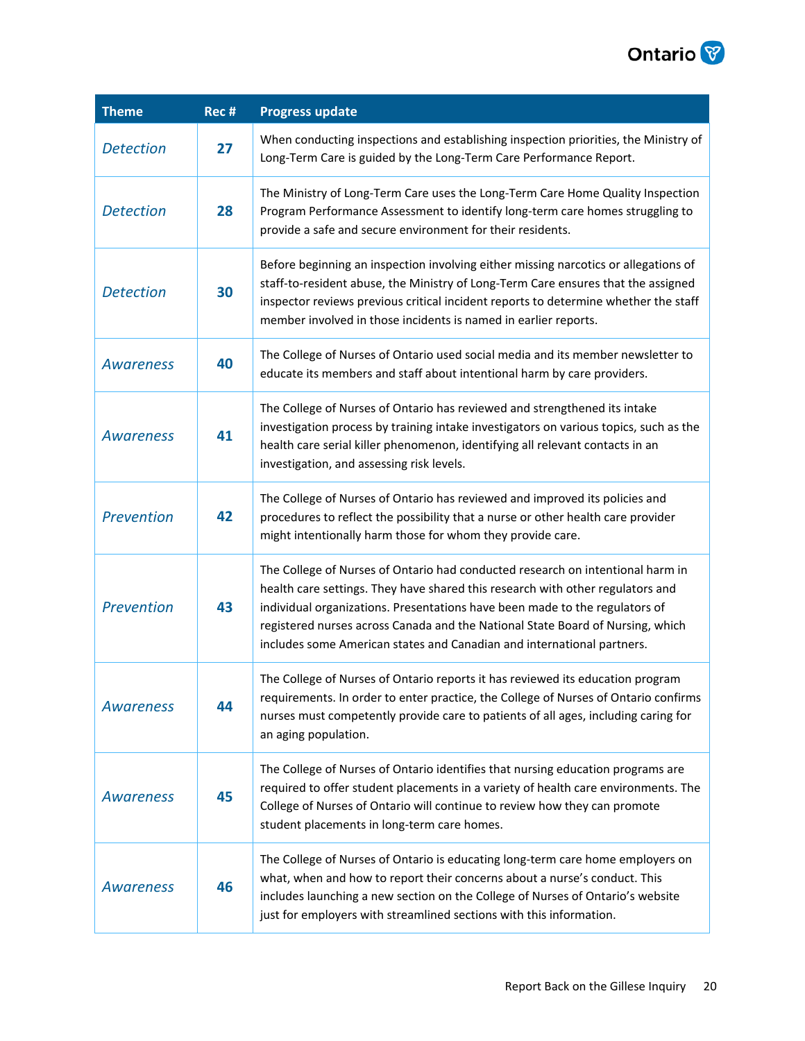| Theme | Rec # | Progress update |
|---|---|---|
| *Detection* | **27** | When conducting inspections and establishing inspection priorities, the Ministry of Long-Term Care is guided by the Long-Term Care Performance Report. |
| *Detection* | **28** | The Ministry of Long-Term Care uses the Long-Term Care Home Quality Inspection Program Performance Assessment to identify long-term care homes struggling to provide a safe and secure environment for their residents. |
| *Detection* | **30** | Before beginning an inspection involving either missing narcotics or allegations of staff-to-resident abuse, the Ministry of Long-Term Care ensures that the assigned inspector reviews previous critical incident reports to determine whether the staff member involved in those incidents is named in earlier reports. |
| *Awareness* | **40** | The College of Nurses of Ontario used social media and its member newsletter to educate its members and staff about intentional harm by care providers. |
| *Awareness* | **41** | The College of Nurses of Ontario has reviewed and strengthened its intake investigation process by training intake investigators on various topics, such as the health care serial killer phenomenon, identifying all relevant contacts in an investigation, and assessing risk levels. |
| *Prevention* | **42** | The College of Nurses of Ontario has reviewed and improved its policies and procedures to reflect the possibility that a nurse or other health care provider might intentionally harm those for whom they provide care. |
| *Prevention* | **43** | The College of Nurses of Ontario had conducted research on intentional harm in health care settings. They have shared this research with other regulators and individual organizations. Presentations have been made to the regulators of registered nurses across Canada and the National State Board of Nursing, which includes some American states and Canadian and international partners. |
| *Awareness* | **44** | The College of Nurses of Ontario reports it has reviewed its education program requirements. In order to enter practice, the College of Nurses of Ontario confirms nurses must competently provide care to patients of all ages, including caring for an aging population. |
| *Awareness* | **45** | The College of Nurses of Ontario identifies that nursing education programs are required to offer student placements in a variety of health care environments. The College of Nurses of Ontario will continue to review how they can promote student placements in long-term care homes. |
| *Awareness* | **46** | The College of Nurses of Ontario is educating long-term care home employers on what, when and how to report their concerns about a nurse's conduct. This includes launching a new section on the College of Nurses of Ontario's website just for employers with streamlined sections with this information. |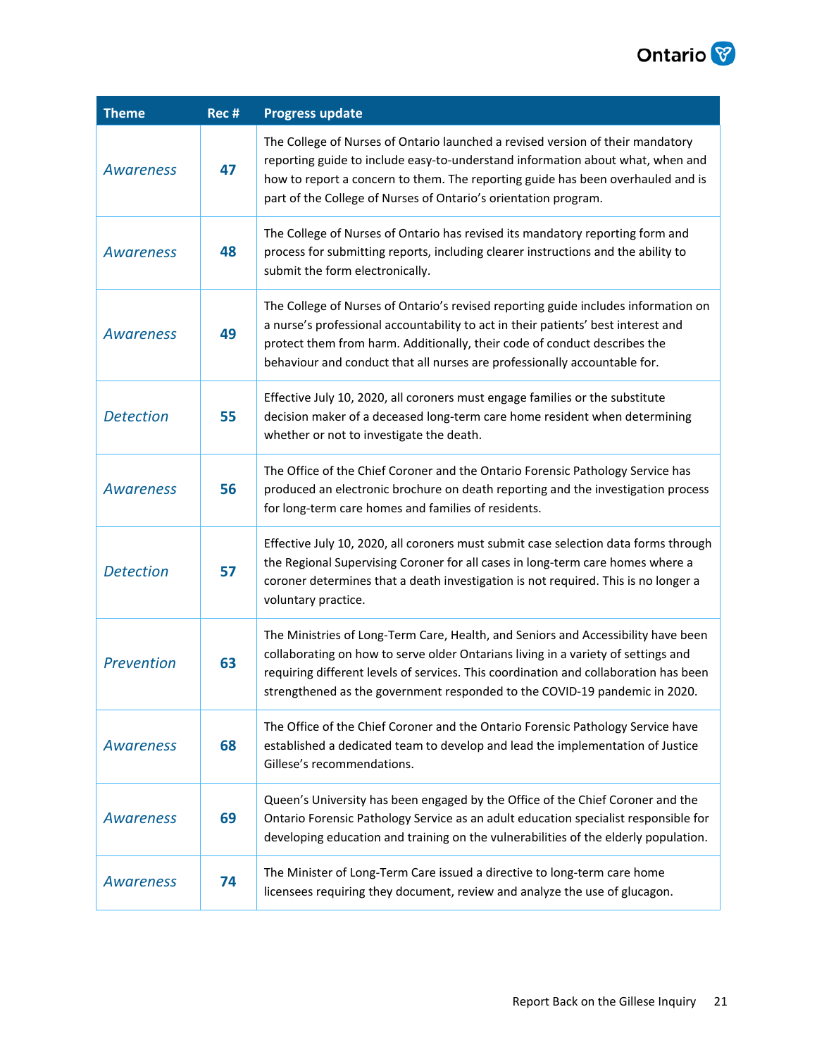| Theme | Rec # | Progress update |
|---|---|---|
| *Awareness* | **47** | The College of Nurses of Ontario launched a revised version of their mandatory reporting guide to include easy-to-understand information about what, when and how to report a concern to them. The reporting guide has been overhauled and is part of the College of Nurses of Ontario's orientation program. |
| *Awareness* | **48** | The College of Nurses of Ontario has revised its mandatory reporting form and process for submitting reports, including clearer instructions and the ability to submit the form electronically. |
| *Awareness* | **49** | The College of Nurses of Ontario's revised reporting guide includes information on a nurse's professional accountability to act in their patients' best interest and protect them from harm. Additionally, their code of conduct describes the behaviour and conduct that all nurses are professionally accountable for. |
| *Detection* | **55** | Effective July 10, 2020, all coroners must engage families or the substitute decision maker of a deceased long-term care home resident when determining whether or not to investigate the death. |
| *Awareness* | **56** | The Office of the Chief Coroner and the Ontario Forensic Pathology Service has produced an electronic brochure on death reporting and the investigation process for long-term care homes and families of residents. |
| *Detection* | **57** | Effective July 10, 2020, all coroners must submit case selection data forms through the Regional Supervising Coroner for all cases in long-term care homes where a coroner determines that a death investigation is not required. This is no longer a voluntary practice. |
| *Prevention* | **63** | The Ministries of Long-Term Care, Health, and Seniors and Accessibility have been collaborating on how to serve older Ontarians living in a variety of settings and requiring different levels of services. This coordination and collaboration has been strengthened as the government responded to the COVID-19 pandemic in 2020. |
| *Awareness* | **68** | The Office of the Chief Coroner and the Ontario Forensic Pathology Service have established a dedicated team to develop and lead the implementation of Justice Gillese's recommendations. |
| *Awareness* | **69** | Queen's University has been engaged by the Office of the Chief Coroner and the Ontario Forensic Pathology Service as an adult education specialist responsible for developing education and training on the vulnerabilities of the elderly population. |
| *Awareness* | **74** | The Minister of Long-Term Care issued a directive to long-term care home licensees requiring they document, review and analyze the use of glucagon. |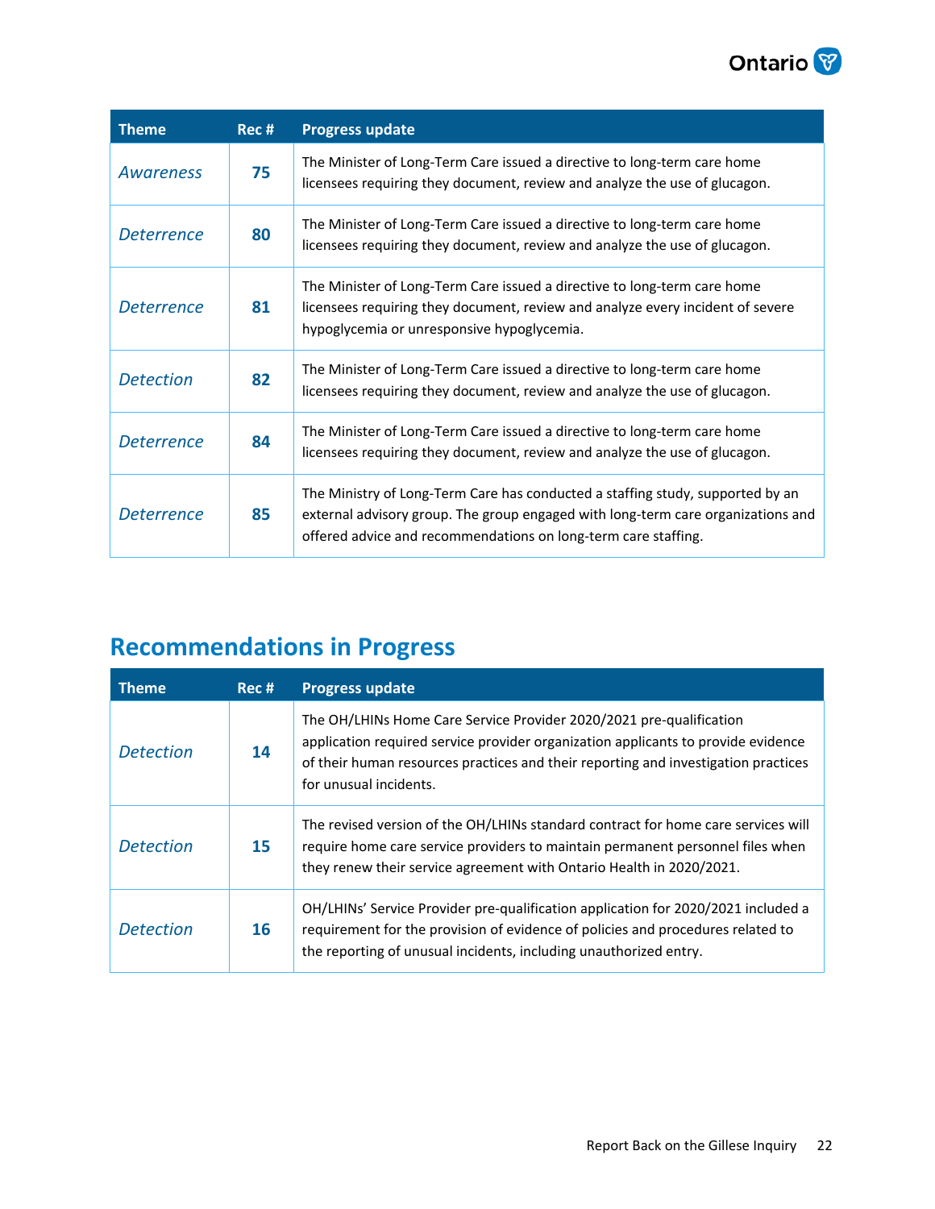| Theme | Rec # | Progress update |
|---|---|---|
| *Awareness* | **75** | The Minister of Long-Term Care issued a directive to long-term care home licensees requiring they document, review and analyze the use of glucagon. |
| *Deterrence* | **80** | The Minister of Long-Term Care issued a directive to long-term care home licensees requiring they document, review and analyze the use of glucagon. |
| *Deterrence* | **81** | The Minister of Long-Term Care issued a directive to long-term care home licensees requiring they document, review and analyze every incident of severe hypoglycemia or unresponsive hypoglycemia. |
| *Detection* | **82** | The Minister of Long-Term Care issued a directive to long-term care home licensees requiring they document, review and analyze the use of glucagon. |
| *Deterrence* | **84** | The Minister of Long-Term Care issued a directive to long-term care home licensees requiring they document, review and analyze the use of glucagon. |
| *Deterrence* | **85** | The Ministry of Long-Term Care has conducted a staffing study, supported by an external advisory group. The group engaged with long-term care organizations and offered advice and recommendations on long-term care staffing. |

## Recommendations in Progress

| Theme | Rec # | Progress update |
|---|---|---|
| *Detection* | **14** | The OH/LHINs Home Care Service Provider 2020/2021 pre-qualification application required service provider organization applicants to provide evidence of their human resources practices and their reporting and investigation practices for unusual incidents. |
| *Detection* | **15** | The revised version of the OH/LHINs standard contract for home care services will require home care service providers to maintain permanent personnel files when they renew their service agreement with Ontario Health in 2020/2021. |
| *Detection* | **16** | OH/LHINs' Service Provider pre-qualification application for 2020/2021 included a requirement for the provision of evidence of policies and procedures related to the reporting of unusual incidents, including unauthorized entry. |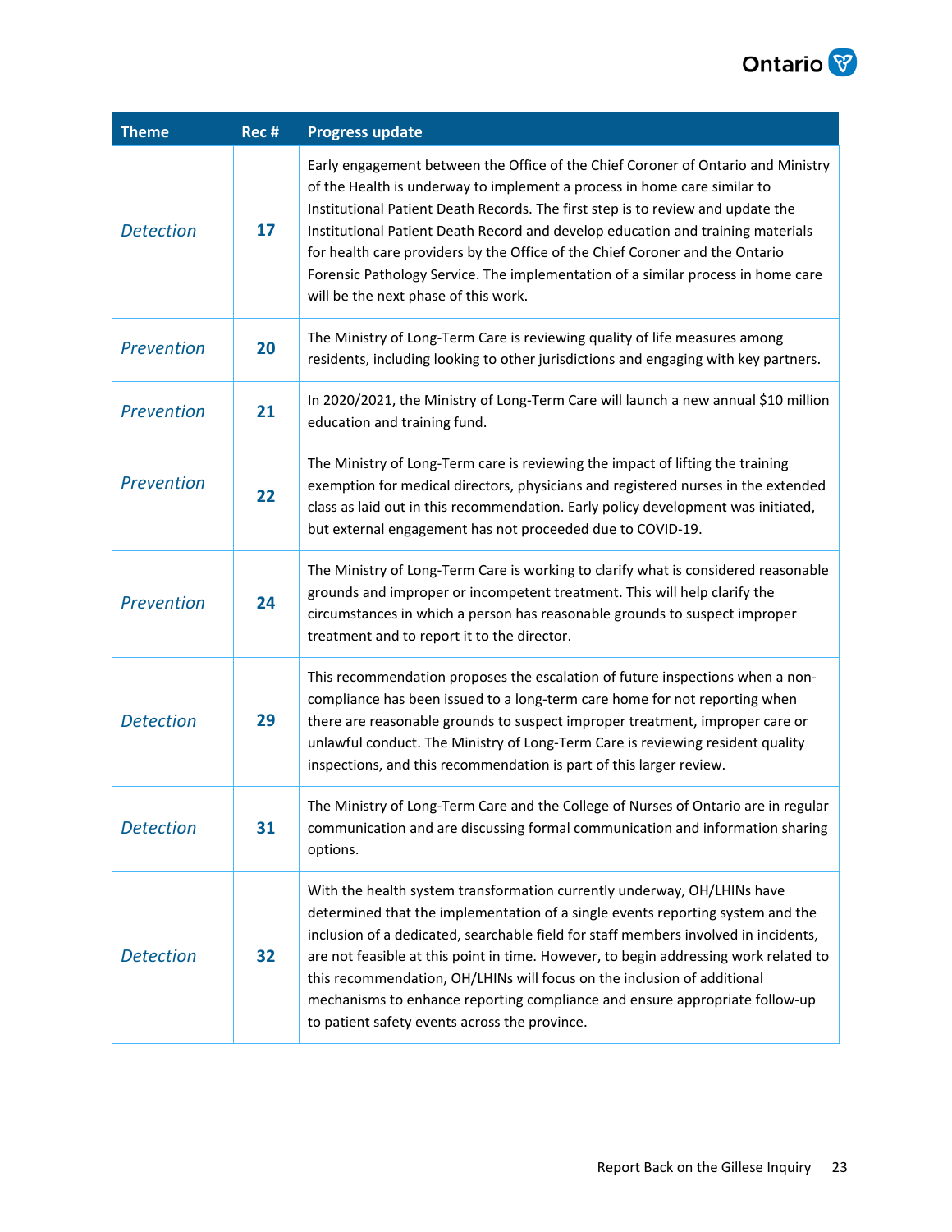| Theme | Rec # | Progress update |
|---|---|---|
| *Detection* | **17** | Early engagement between the Office of the Chief Coroner of Ontario and Ministry of the Health is underway to implement a process in home care similar to Institutional Patient Death Records. The first step is to review and update the Institutional Patient Death Record and develop education and training materials for health care providers by the Office of the Chief Coroner and the Ontario Forensic Pathology Service. The implementation of a similar process in home care will be the next phase of this work. |
| *Prevention* | **20** | The Ministry of Long-Term Care is reviewing quality of life measures among residents, including looking to other jurisdictions and engaging with key partners. |
| *Prevention* | **21** | In 2020/2021, the Ministry of Long-Term Care will launch a new annual $10 million education and training fund. |
| *Prevention* | **22** | The Ministry of Long-Term care is reviewing the impact of lifting the training exemption for medical directors, physicians and registered nurses in the extended class as laid out in this recommendation. Early policy development was initiated, but external engagement has not proceeded due to COVID-19. |
| *Prevention* | **24** | The Ministry of Long-Term Care is working to clarify what is considered reasonable grounds and improper or incompetent treatment. This will help clarify the circumstances in which a person has reasonable grounds to suspect improper treatment and to report it to the director. |
| *Detection* | **29** | This recommendation proposes the escalation of future inspections when a non-compliance has been issued to a long-term care home for not reporting when there are reasonable grounds to suspect improper treatment, improper care or unlawful conduct. The Ministry of Long-Term Care is reviewing resident quality inspections, and this recommendation is part of this larger review. |
| *Detection* | **31** | The Ministry of Long-Term Care and the College of Nurses of Ontario are in regular communication and are discussing formal communication and information sharing options. |
| *Detection* | **32** | With the health system transformation currently underway, OH/LHINs have determined that the implementation of a single events reporting system and the inclusion of a dedicated, searchable field for staff members involved in incidents, are not feasible at this point in time. However, to begin addressing work related to this recommendation, OH/LHINs will focus on the inclusion of additional mechanisms to enhance reporting compliance and ensure appropriate follow-up to patient safety events across the province. |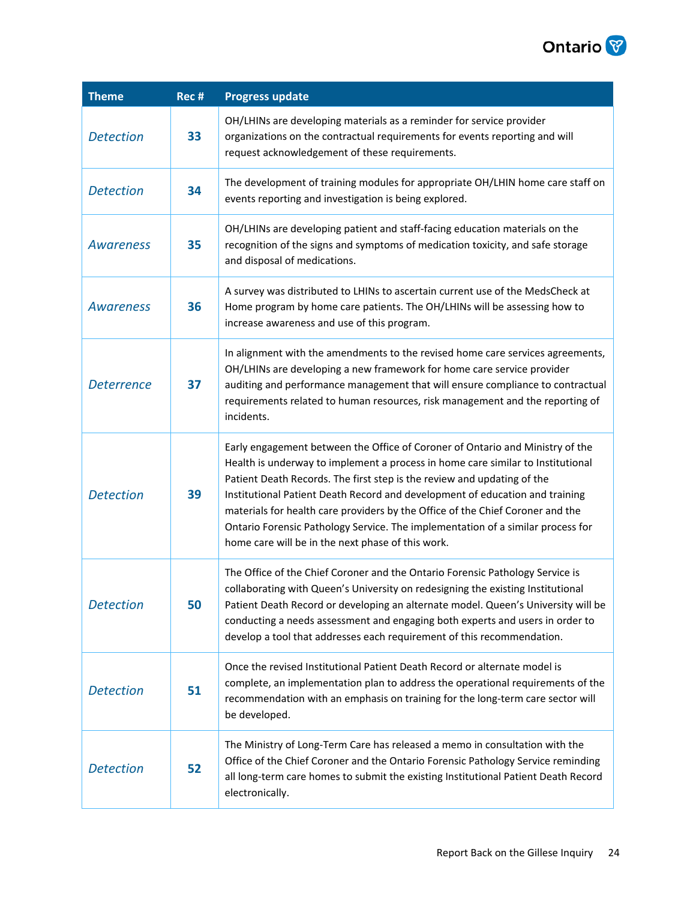| Theme | Rec # | Progress update |
| --- | --- | --- |
| *Detection* | **33** | OH/LHINs are developing materials as a reminder for service provider organizations on the contractual requirements for events reporting and will request acknowledgement of these requirements. |
| *Detection* | **34** | The development of training modules for appropriate OH/LHIN home care staff on events reporting and investigation is being explored. |
| *Awareness* | **35** | OH/LHINs are developing patient and staff-facing education materials on the recognition of the signs and symptoms of medication toxicity, and safe storage and disposal of medications. |
| *Awareness* | **36** | A survey was distributed to LHINs to ascertain current use of the MedsCheck at Home program by home care patients. The OH/LHINs will be assessing how to increase awareness and use of this program. |
| *Deterrence* | **37** | In alignment with the amendments to the revised home care services agreements, OH/LHINs are developing a new framework for home care service provider auditing and performance management that will ensure compliance to contractual requirements related to human resources, risk management and the reporting of incidents. |
| *Detection* | **39** | Early engagement between the Office of Coroner of Ontario and Ministry of the Health is underway to implement a process in home care similar to Institutional Patient Death Records. The first step is the review and updating of the Institutional Patient Death Record and development of education and training materials for health care providers by the Office of the Chief Coroner and the Ontario Forensic Pathology Service. The implementation of a similar process for home care will be in the next phase of this work. |
| *Detection* | **50** | The Office of the Chief Coroner and the Ontario Forensic Pathology Service is collaborating with Queen's University on redesigning the existing Institutional Patient Death Record or developing an alternate model. Queen's University will be conducting a needs assessment and engaging both experts and users in order to develop a tool that addresses each requirement of this recommendation. |
| *Detection* | **51** | Once the revised Institutional Patient Death Record or alternate model is complete, an implementation plan to address the operational requirements of the recommendation with an emphasis on training for the long-term care sector will be developed. |
| *Detection* | **52** | The Ministry of Long-Term Care has released a memo in consultation with the Office of the Chief Coroner and the Ontario Forensic Pathology Service reminding all long-term care homes to submit the existing Institutional Patient Death Record electronically. |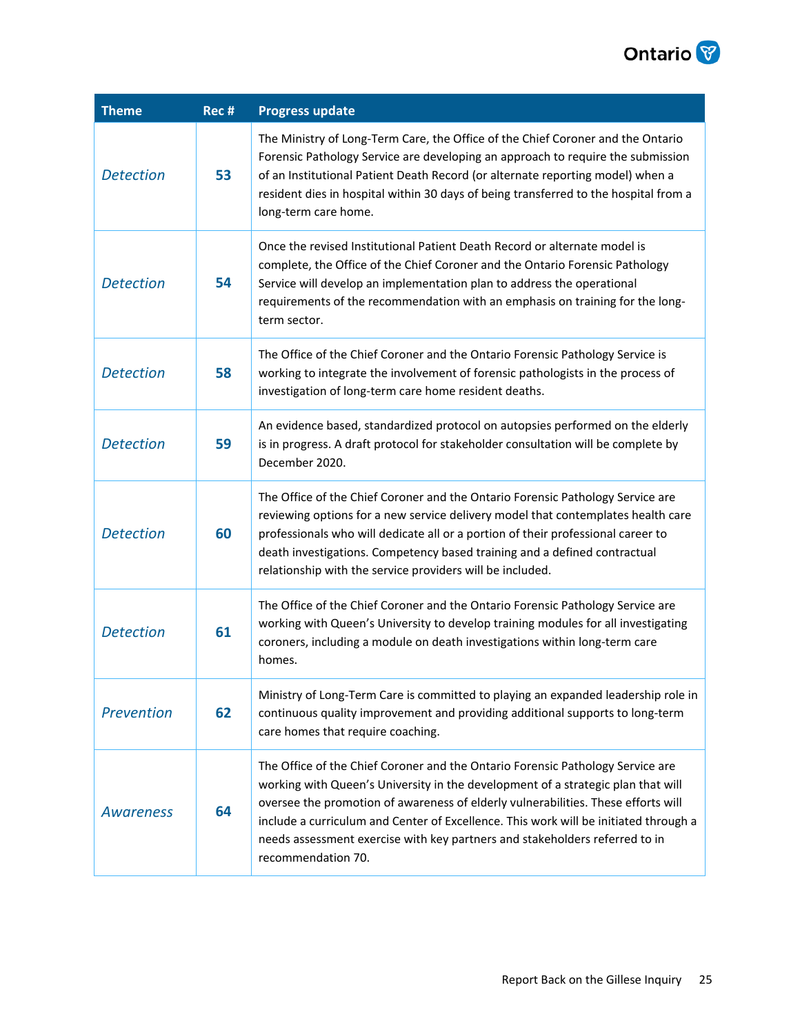| Theme | Rec # | Progress update |
|---|---|---|
| *Detection* | **53** | The Ministry of Long-Term Care, the Office of the Chief Coroner and the Ontario Forensic Pathology Service are developing an approach to require the submission of an Institutional Patient Death Record (or alternate reporting model) when a resident dies in hospital within 30 days of being transferred to the hospital from a long-term care home. |
| *Detection* | **54** | Once the revised Institutional Patient Death Record or alternate model is complete, the Office of the Chief Coroner and the Ontario Forensic Pathology Service will develop an implementation plan to address the operational requirements of the recommendation with an emphasis on training for the long-term sector. |
| *Detection* | **58** | The Office of the Chief Coroner and the Ontario Forensic Pathology Service is working to integrate the involvement of forensic pathologists in the process of investigation of long-term care home resident deaths. |
| *Detection* | **59** | An evidence based, standardized protocol on autopsies performed on the elderly is in progress. A draft protocol for stakeholder consultation will be complete by December 2020. |
| *Detection* | **60** | The Office of the Chief Coroner and the Ontario Forensic Pathology Service are reviewing options for a new service delivery model that contemplates health care professionals who will dedicate all or a portion of their professional career to death investigations. Competency based training and a defined contractual relationship with the service providers will be included. |
| *Detection* | **61** | The Office of the Chief Coroner and the Ontario Forensic Pathology Service are working with Queen's University to develop training modules for all investigating coroners, including a module on death investigations within long-term care homes. |
| *Prevention* | **62** | Ministry of Long-Term Care is committed to playing an expanded leadership role in continuous quality improvement and providing additional supports to long-term care homes that require coaching. |
| *Awareness* | **64** | The Office of the Chief Coroner and the Ontario Forensic Pathology Service are working with Queen's University in the development of a strategic plan that will oversee the promotion of awareness of elderly vulnerabilities. These efforts will include a curriculum and Center of Excellence. This work will be initiated through a needs assessment exercise with key partners and stakeholders referred to in recommendation 70. |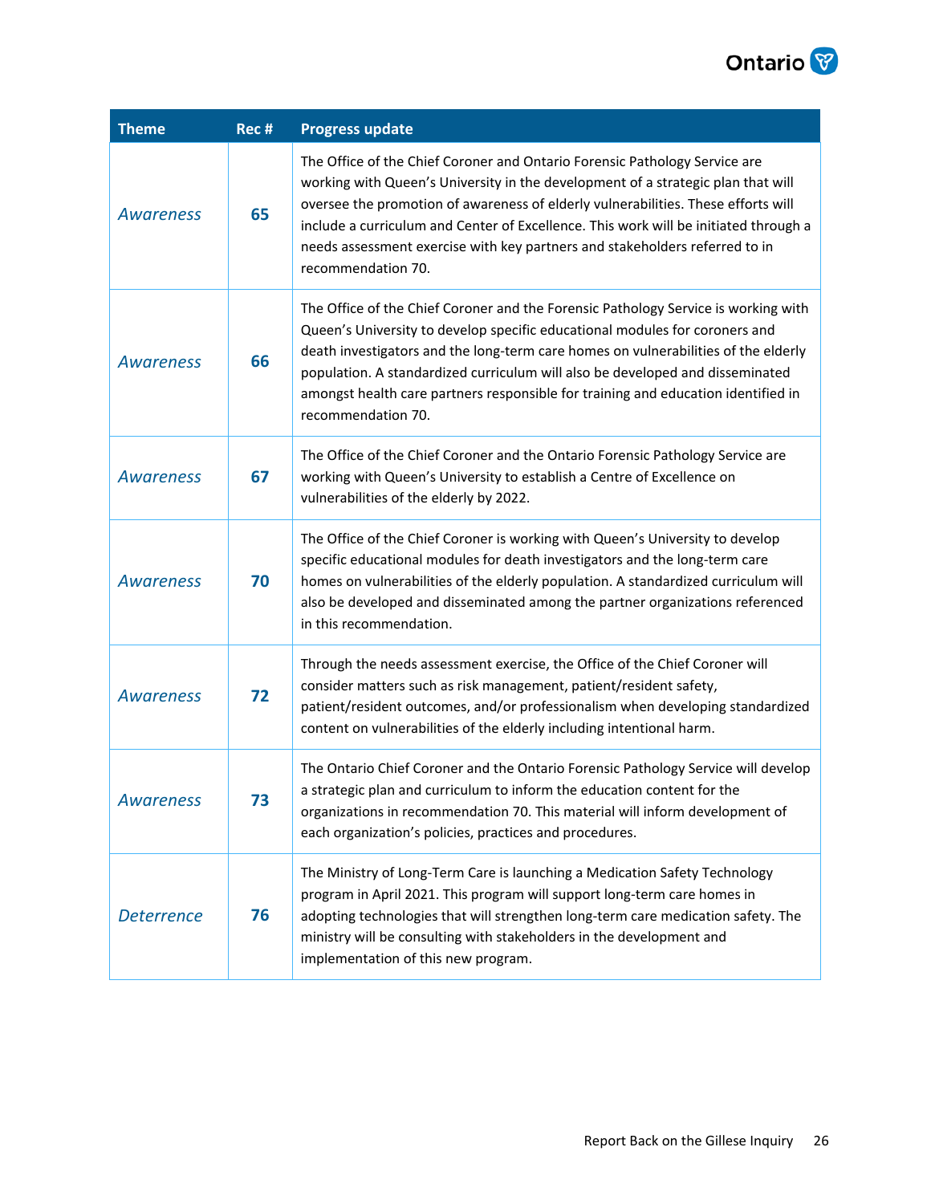| Theme | Rec # | Progress update |
|---|---|---|
| *Awareness* | **65** | The Office of the Chief Coroner and Ontario Forensic Pathology Service are working with Queen's University in the development of a strategic plan that will oversee the promotion of awareness of elderly vulnerabilities. These efforts will include a curriculum and Center of Excellence. This work will be initiated through a needs assessment exercise with key partners and stakeholders referred to in recommendation 70. |
| *Awareness* | **66** | The Office of the Chief Coroner and the Forensic Pathology Service is working with Queen's University to develop specific educational modules for coroners and death investigators and the long-term care homes on vulnerabilities of the elderly population. A standardized curriculum will also be developed and disseminated amongst health care partners responsible for training and education identified in recommendation 70. |
| *Awareness* | **67** | The Office of the Chief Coroner and the Ontario Forensic Pathology Service are working with Queen's University to establish a Centre of Excellence on vulnerabilities of the elderly by 2022. |
| *Awareness* | **70** | The Office of the Chief Coroner is working with Queen's University to develop specific educational modules for death investigators and the long-term care homes on vulnerabilities of the elderly population. A standardized curriculum will also be developed and disseminated among the partner organizations referenced in this recommendation. |
| *Awareness* | **72** | Through the needs assessment exercise, the Office of the Chief Coroner will consider matters such as risk management, patient/resident safety, patient/resident outcomes, and/or professionalism when developing standardized content on vulnerabilities of the elderly including intentional harm. |
| *Awareness* | **73** | The Ontario Chief Coroner and the Ontario Forensic Pathology Service will develop a strategic plan and curriculum to inform the education content for the organizations in recommendation 70. This material will inform development of each organization's policies, practices and procedures. |
| *Deterrence* | **76** | The Ministry of Long-Term Care is launching a Medication Safety Technology program in April 2021. This program will support long-term care homes in adopting technologies that will strengthen long-term care medication safety. The ministry will be consulting with stakeholders in the development and implementation of this new program. |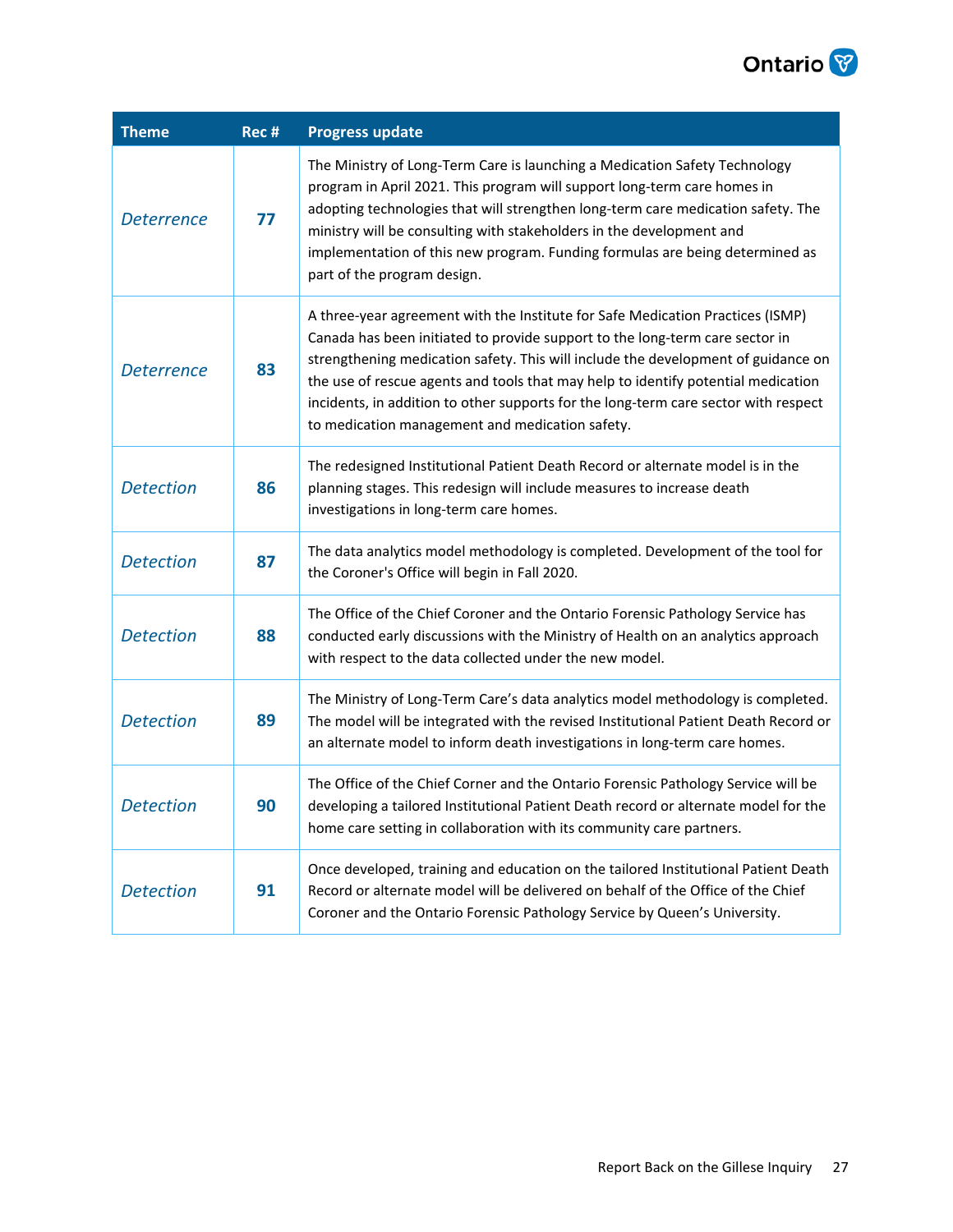| Theme | Rec # | Progress update |
|---|---|---|
| *Deterrence* | 77 | The Ministry of Long-Term Care is launching a Medication Safety Technology program in April 2021. This program will support long-term care homes in adopting technologies that will strengthen long-term care medication safety. The ministry will be consulting with stakeholders in the development and implementation of this new program. Funding formulas are being determined as part of the program design. |
| *Deterrence* | 83 | A three-year agreement with the Institute for Safe Medication Practices (ISMP) Canada has been initiated to provide support to the long-term care sector in strengthening medication safety. This will include the development of guidance on the use of rescue agents and tools that may help to identify potential medication incidents, in addition to other supports for the long-term care sector with respect to medication management and medication safety. |
| *Detection* | 86 | The redesigned Institutional Patient Death Record or alternate model is in the planning stages. This redesign will include measures to increase death investigations in long-term care homes. |
| *Detection* | 87 | The data analytics model methodology is completed. Development of the tool for the Coroner's Office will begin in Fall 2020. |
| *Detection* | 88 | The Office of the Chief Coroner and the Ontario Forensic Pathology Service has conducted early discussions with the Ministry of Health on an analytics approach with respect to the data collected under the new model. |
| *Detection* | 89 | The Ministry of Long-Term Care's data analytics model methodology is completed. The model will be integrated with the revised Institutional Patient Death Record or an alternate model to inform death investigations in long-term care homes. |
| *Detection* | 90 | The Office of the Chief Corner and the Ontario Forensic Pathology Service will be developing a tailored Institutional Patient Death record or alternate model for the home care setting in collaboration with its community care partners. |
| *Detection* | 91 | Once developed, training and education on the tailored Institutional Patient Death Record or alternate model will be delivered on behalf of the Office of the Chief Coroner and the Ontario Forensic Pathology Service by Queen's University. |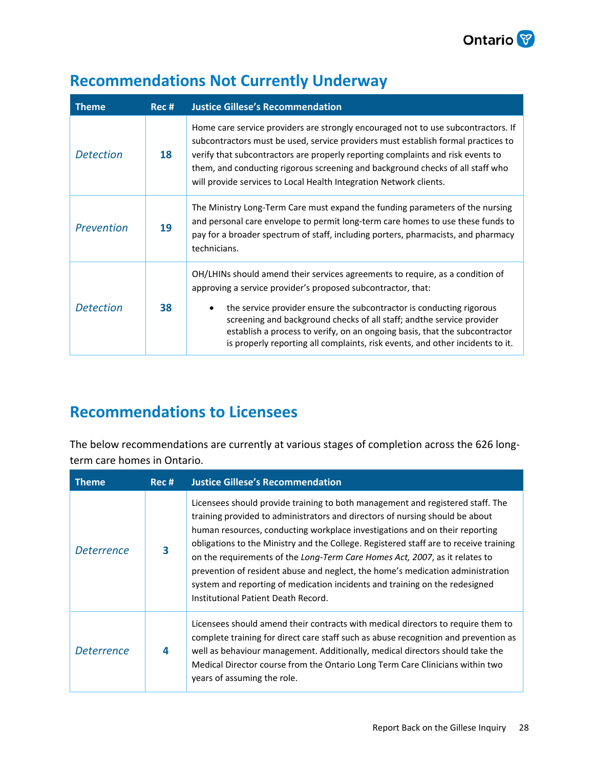## Recommendations Not Currently Underway

| Theme | Rec # | Justice Gillese's Recommendation |
|---|---|---|
| *Detection* | **18** | Home care service providers are strongly encouraged not to use subcontractors. If subcontractors must be used, service providers must establish formal practices to verify that subcontractors are properly reporting complaints and risk events to them, and conducting rigorous screening and background checks of all staff who will provide services to Local Health Integration Network clients. |
| *Prevention* | **19** | The Ministry Long-Term Care must expand the funding parameters of the nursing and personal care envelope to permit long-term care homes to use these funds to pay for a broader spectrum of staff, including porters, pharmacists, and pharmacy technicians. |
| *Detection* | **38** | OH/LHINs should amend their services agreements to require, as a condition of approving a service provider's proposed subcontractor, that:<br>• the service provider ensure the subcontractor is conducting rigorous screening and background checks of all staff; andthe service provider establish a process to verify, on an ongoing basis, that the subcontractor is properly reporting all complaints, risk events, and other incidents to it. |

## Recommendations to Licensees

The below recommendations are currently at various stages of completion across the 626 long-term care homes in Ontario.

| Theme | Rec # | Justice Gillese's Recommendation |
|---|---|---|
| *Deterrence* | **3** | Licensees should provide training to both management and registered staff. The training provided to administrators and directors of nursing should be about human resources, conducting workplace investigations and on their reporting obligations to the Ministry and the College. Registered staff are to receive training on the requirements of the *Long-Term Care Homes Act, 2007*, as it relates to prevention of resident abuse and neglect, the home's medication administration system and reporting of medication incidents and training on the redesigned Institutional Patient Death Record. |
| *Deterrence* | **4** | Licensees should amend their contracts with medical directors to require them to complete training for direct care staff such as abuse recognition and prevention as well as behaviour management. Additionally, medical directors should take the Medical Director course from the Ontario Long Term Care Clinicians within two years of assuming the role. |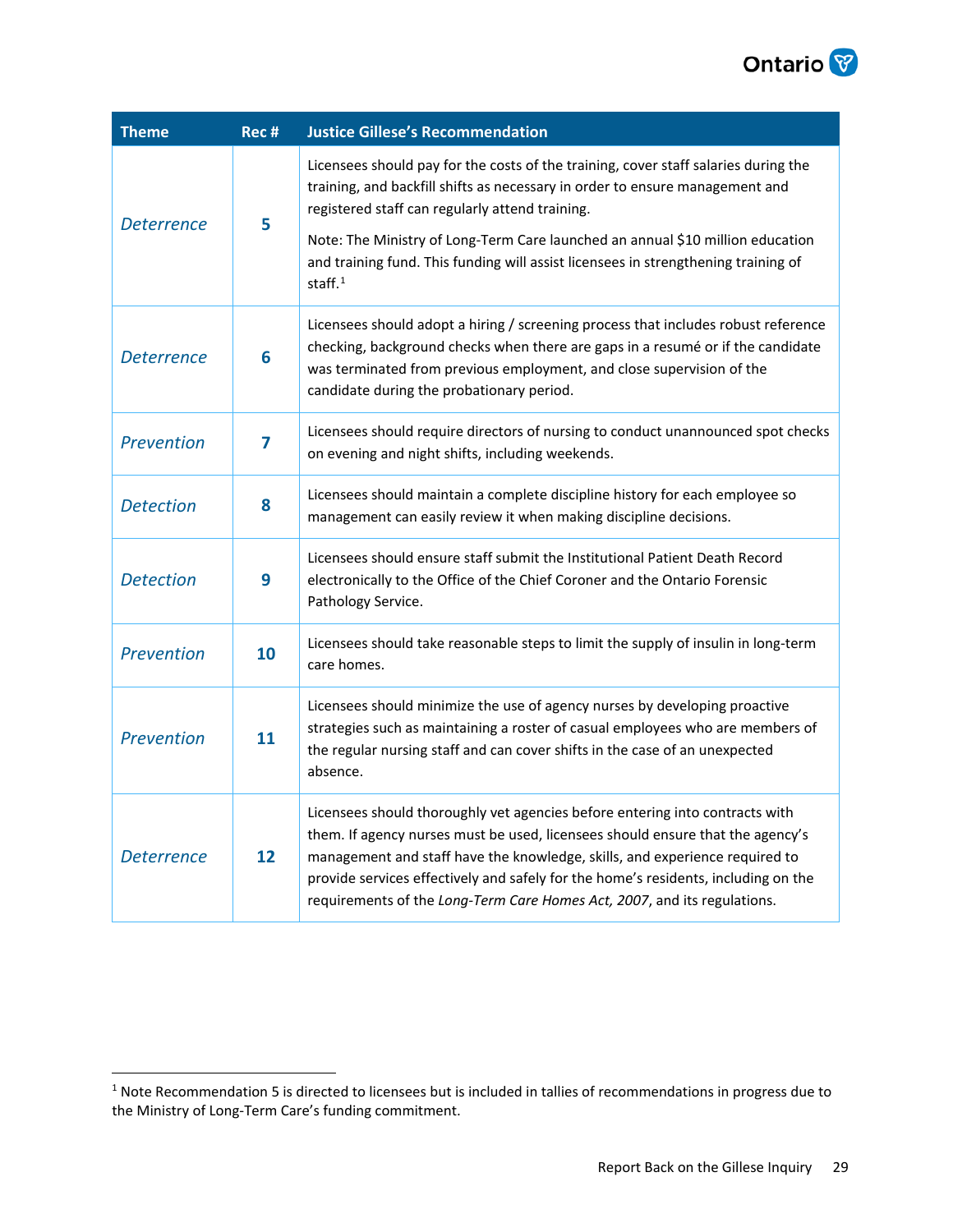| Theme | Rec # | Justice Gillese's Recommendation |
| --- | --- | --- |
| *Deterrence* | **5** | Licensees should pay for the costs of the training, cover staff salaries during the training, and backfill shifts as necessary in order to ensure management and registered staff can regularly attend training.<br><br>Note: The Ministry of Long-Term Care launched an annual $10 million education and training fund. This funding will assist licensees in strengthening training of staff.[1] |
| *Deterrence* | **6** | Licensees should adopt a hiring / screening process that includes robust reference checking, background checks when there are gaps in a resumé or if the candidate was terminated from previous employment, and close supervision of the candidate during the probationary period. |
| *Prevention* | **7** | Licensees should require directors of nursing to conduct unannounced spot checks on evening and night shifts, including weekends. |
| *Detection* | **8** | Licensees should maintain a complete discipline history for each employee so management can easily review it when making discipline decisions. |
| *Detection* | **9** | Licensees should ensure staff submit the Institutional Patient Death Record electronically to the Office of the Chief Coroner and the Ontario Forensic Pathology Service. |
| *Prevention* | **10** | Licensees should take reasonable steps to limit the supply of insulin in long-term care homes. |
| *Prevention* | **11** | Licensees should minimize the use of agency nurses by developing proactive strategies such as maintaining a roster of casual employees who are members of the regular nursing staff and can cover shifts in the case of an unexpected absence. |
| *Deterrence* | **12** | Licensees should thoroughly vet agencies before entering into contracts with them. If agency nurses must be used, licensees should ensure that the agency's management and staff have the knowledge, skills, and experience required to provide services effectively and safely for the home's residents, including on the requirements of the *Long-Term Care Homes Act, 2007*, and its regulations. |

[1] Note Recommendation 5 is directed to licensees but is included in tallies of recommendations in progress due to the Ministry of Long-Term Care's funding commitment.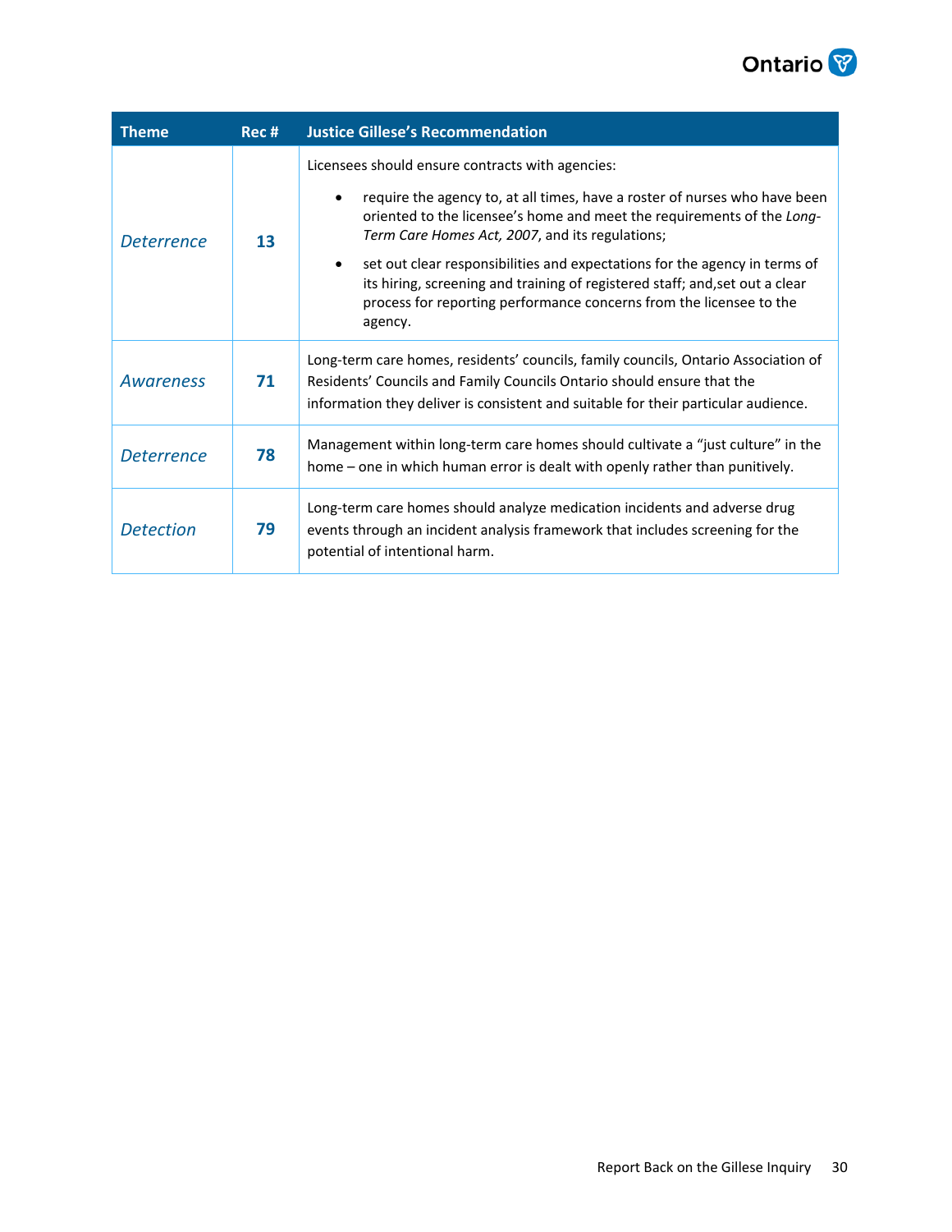| Theme | Rec # | Justice Gillese's Recommendation |
|---|---|---|
| *Deterrence* | **13** | Licensees should ensure contracts with agencies:<br>• require the agency to, at all times, have a roster of nurses who have been oriented to the licensee's home and meet the requirements of the *Long-Term Care Homes Act, 2007*, and its regulations;<br>• set out clear responsibilities and expectations for the agency in terms of its hiring, screening and training of registered staff; and,set out a clear process for reporting performance concerns from the licensee to the agency. |
| *Awareness* | **71** | Long-term care homes, residents' councils, family councils, Ontario Association of Residents' Councils and Family Councils Ontario should ensure that the information they deliver is consistent and suitable for their particular audience. |
| *Deterrence* | **78** | Management within long-term care homes should cultivate a "just culture" in the home – one in which human error is dealt with openly rather than punitively. |
| *Detection* | **79** | Long-term care homes should analyze medication incidents and adverse drug events through an incident analysis framework that includes screening for the potential of intentional harm. |